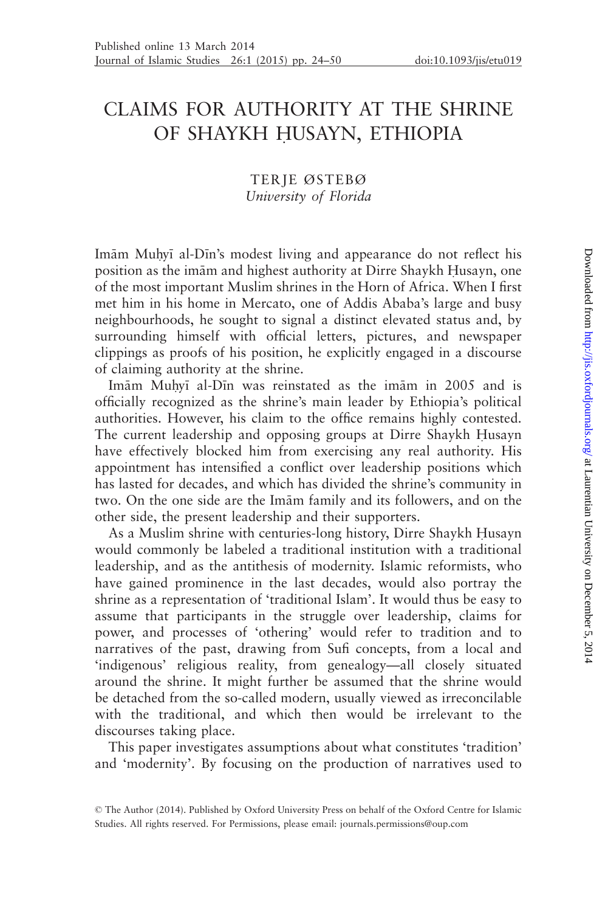# CLAIMS FOR AUTHORITY AT THE SHRINE OF SHAYKH ḤUSAYN, ETHIOPIA

TERJE ØSTEBØ
*University of Florida*

Imām Muḥyī al-Dīn's modest living and appearance do not reflect his position as the imām and highest authority at Dirre Shaykh Ḥusayn, one of the most important Muslim shrines in the Horn of Africa. When I first met him in his home in Mercato, one of Addis Ababa's large and busy neighbourhoods, he sought to signal a distinct elevated status and, by surrounding himself with official letters, pictures, and newspaper clippings as proofs of his position, he explicitly engaged in a discourse of claiming authority at the shrine.

Imām Muḥyī al-Dīn was reinstated as the imām in 2005 and is officially recognized as the shrine's main leader by Ethiopia's political authorities. However, his claim to the office remains highly contested. The current leadership and opposing groups at Dirre Shaykh Ḥusayn have effectively blocked him from exercising any real authority. His appointment has intensified a conflict over leadership positions which has lasted for decades, and which has divided the shrine's community in two. On the one side are the Imām family and its followers, and on the other side, the present leadership and their supporters.

As a Muslim shrine with centuries-long history, Dirre Shaykh Ḥusayn would commonly be labeled a traditional institution with a traditional leadership, and as the antithesis of modernity. Islamic reformists, who have gained prominence in the last decades, would also portray the shrine as a representation of 'traditional Islam'. It would thus be easy to assume that participants in the struggle over leadership, claims for power, and processes of 'othering' would refer to tradition and to narratives of the past, drawing from Sufi concepts, from a local and 'indigenous' religious reality, from genealogy—all closely situated around the shrine. It might further be assumed that the shrine would be detached from the so-called modern, usually viewed as irreconcilable with the traditional, and which then would be irrelevant to the discourses taking place.

This paper investigates assumptions about what constitutes 'tradition' and 'modernity'. By focusing on the production of narratives used to

© The Author (2014). Published by Oxford University Press on behalf of the Oxford Centre for Islamic Studies. All rights reserved. For Permissions, please email: journals.permissions@oup.com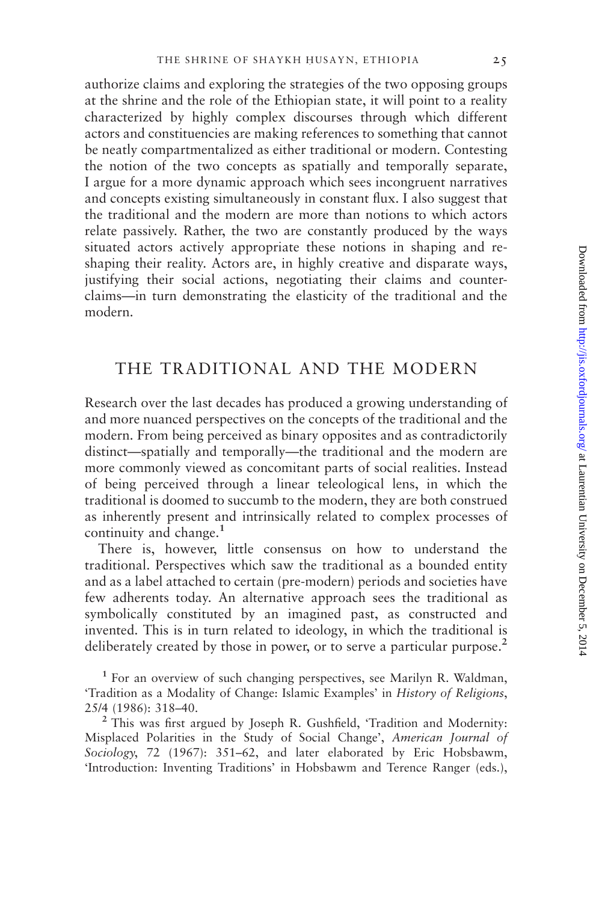authorize claims and exploring the strategies of the two opposing groups at the shrine and the role of the Ethiopian state, it will point to a reality characterized by highly complex discourses through which different actors and constituencies are making references to something that cannot be neatly compartmentalized as either traditional or modern. Contesting the notion of the two concepts as spatially and temporally separate, I argue for a more dynamic approach which sees incongruent narratives and concepts existing simultaneously in constant flux. I also suggest that the traditional and the modern are more than notions to which actors relate passively. Rather, the two are constantly produced by the ways situated actors actively appropriate these notions in shaping and re-shaping their reality. Actors are, in highly creative and disparate ways, justifying their social actions, negotiating their claims and counter-claims—in turn demonstrating the elasticity of the traditional and the modern.

## THE TRADITIONAL AND THE MODERN

Research over the last decades has produced a growing understanding of and more nuanced perspectives on the concepts of the traditional and the modern. From being perceived as binary opposites and as contradictorily distinct—spatially and temporally—the traditional and the modern are more commonly viewed as concomitant parts of social realities. Instead of being perceived through a linear teleological lens, in which the traditional is doomed to succumb to the modern, they are both construed as inherently present and intrinsically related to complex processes of continuity and change.[1]

There is, however, little consensus on how to understand the traditional. Perspectives which saw the traditional as a bounded entity and as a label attached to certain (pre-modern) periods and societies have few adherents today. An alternative approach sees the traditional as symbolically constituted by an imagined past, as constructed and invented. This is in turn related to ideology, in which the traditional is deliberately created by those in power, or to serve a particular purpose.[2]

[1] For an overview of such changing perspectives, see Marilyn R. Waldman, 'Tradition as a Modality of Change: Islamic Examples' in *History of Religions*, 25/4 (1986): 318–40.

[2] This was first argued by Joseph R. Gushfield, 'Tradition and Modernity: Misplaced Polarities in the Study of Social Change', *American Journal of Sociology*, 72 (1967): 351–62, and later elaborated by Eric Hobsbawm, 'Introduction: Inventing Traditions' in Hobsbawm and Terence Ranger (eds.),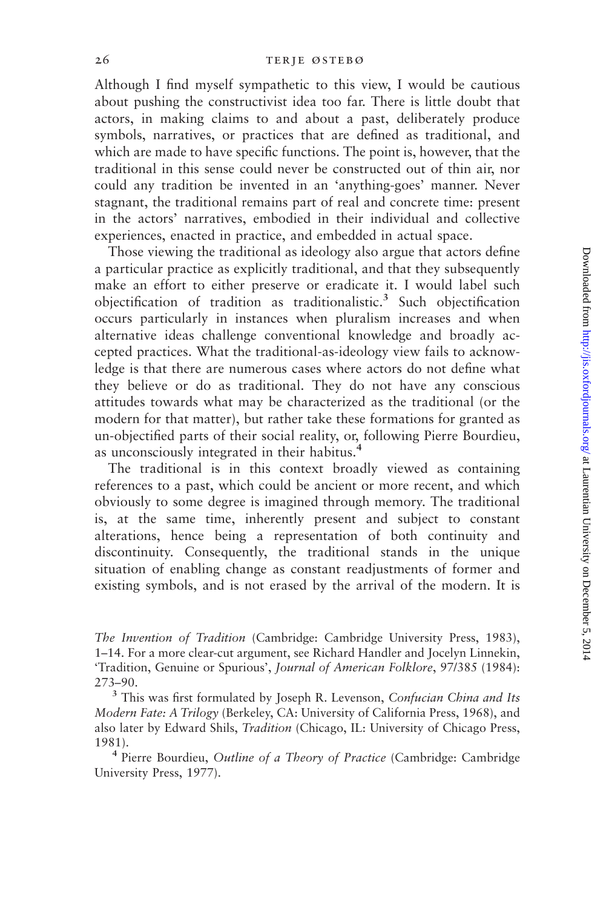Although I find myself sympathetic to this view, I would be cautious about pushing the constructivist idea too far. There is little doubt that actors, in making claims to and about a past, deliberately produce symbols, narratives, or practices that are defined as traditional, and which are made to have specific functions. The point is, however, that the traditional in this sense could never be constructed out of thin air, nor could any tradition be invented in an 'anything-goes' manner. Never stagnant, the traditional remains part of real and concrete time: present in the actors' narratives, embodied in their individual and collective experiences, enacted in practice, and embedded in actual space.

Those viewing the traditional as ideology also argue that actors define a particular practice as explicitly traditional, and that they subsequently make an effort to either preserve or eradicate it. I would label such objectification of tradition as traditionalistic.[3] Such objectification occurs particularly in instances when pluralism increases and when alternative ideas challenge conventional knowledge and broadly accepted practices. What the traditional-as-ideology view fails to acknowledge is that there are numerous cases where actors do not define what they believe or do as traditional. They do not have any conscious attitudes towards what may be characterized as the traditional (or the modern for that matter), but rather take these formations for granted as un-objectified parts of their social reality, or, following Pierre Bourdieu, as unconsciously integrated in their habitus.[4]

The traditional is in this context broadly viewed as containing references to a past, which could be ancient or more recent, and which obviously to some degree is imagined through memory. The traditional is, at the same time, inherently present and subject to constant alterations, hence being a representation of both continuity and discontinuity. Consequently, the traditional stands in the unique situation of enabling change as constant readjustments of former and existing symbols, and is not erased by the arrival of the modern. It is

*The Invention of Tradition* (Cambridge: Cambridge University Press, 1983), 1–14. For a more clear-cut argument, see Richard Handler and Jocelyn Linnekin, 'Tradition, Genuine or Spurious', *Journal of American Folklore*, 97/385 (1984): 273–90.

[3] This was first formulated by Joseph R. Levenson, *Confucian China and Its Modern Fate: A Trilogy* (Berkeley, CA: University of California Press, 1968), and also later by Edward Shils, *Tradition* (Chicago, IL: University of Chicago Press, 1981).

[4] Pierre Bourdieu, *Outline of a Theory of Practice* (Cambridge: Cambridge University Press, 1977).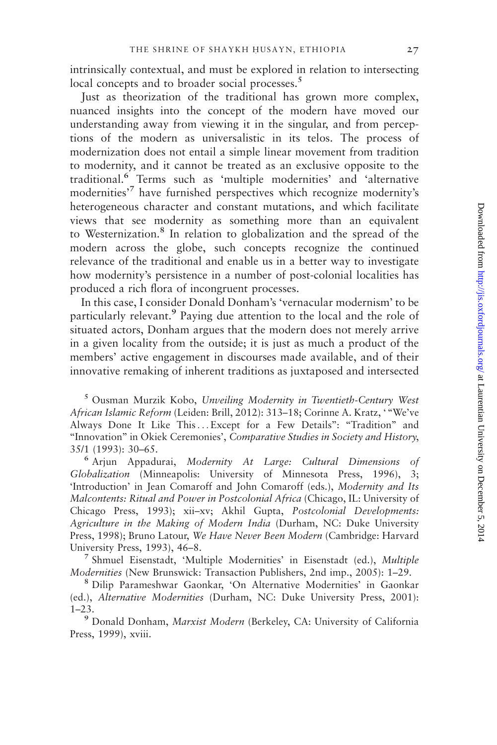intrinsically contextual, and must be explored in relation to intersecting local concepts and to broader social processes.[5]

Just as theorization of the traditional has grown more complex, nuanced insights into the concept of the modern have moved our understanding away from viewing it in the singular, and from perceptions of the modern as universalistic in its telos. The process of modernization does not entail a simple linear movement from tradition to modernity, and it cannot be treated as an exclusive opposite to the traditional.[6] Terms such as 'multiple modernities' and 'alternative modernities'[7] have furnished perspectives which recognize modernity's heterogeneous character and constant mutations, and which facilitate views that see modernity as something more than an equivalent to Westernization.[8] In relation to globalization and the spread of the modern across the globe, such concepts recognize the continued relevance of the traditional and enable us in a better way to investigate how modernity's persistence in a number of post-colonial localities has produced a rich flora of incongruent processes.

In this case, I consider Donald Donham's 'vernacular modernism' to be particularly relevant.[9] Paying due attention to the local and the role of situated actors, Donham argues that the modern does not merely arrive in a given locality from the outside; it is just as much a product of the members' active engagement in discourses made available, and of their innovative remaking of inherent traditions as juxtaposed and intersected

[5] Ousman Murzik Kobo, *Unveiling Modernity in Twentieth-Century West African Islamic Reform* (Leiden: Brill, 2012): 313–18; Corinne A. Kratz, '"We've Always Done It Like This . . . Except for a Few Details": "Tradition" and "Innovation" in Okiek Ceremonies', *Comparative Studies in Society and History*, 35/1 (1993): 30–65.

[6] Arjun Appadurai, *Modernity At Large: Cultural Dimensions of Globalization* (Minneapolis: University of Minnesota Press, 1996), 3; 'Introduction' in Jean Comaroff and John Comaroff (eds.), *Modernity and Its Malcontents: Ritual and Power in Postcolonial Africa* (Chicago, IL: University of Chicago Press, 1993); xii–xv; Akhil Gupta, *Postcolonial Developments: Agriculture in the Making of Modern India* (Durham, NC: Duke University Press, 1998); Bruno Latour, *We Have Never Been Modern* (Cambridge: Harvard University Press, 1993), 46–8.

[7] Shmuel Eisenstadt, 'Multiple Modernities' in Eisenstadt (ed.), *Multiple Modernities* (New Brunswick: Transaction Publishers, 2nd imp., 2005): 1–29.

[8] Dilip Parameshwar Gaonkar, 'On Alternative Modernities' in Gaonkar (ed.), *Alternative Modernities* (Durham, NC: Duke University Press, 2001): 1–23.

[9] Donald Donham, *Marxist Modern* (Berkeley, CA: University of California Press, 1999), xviii.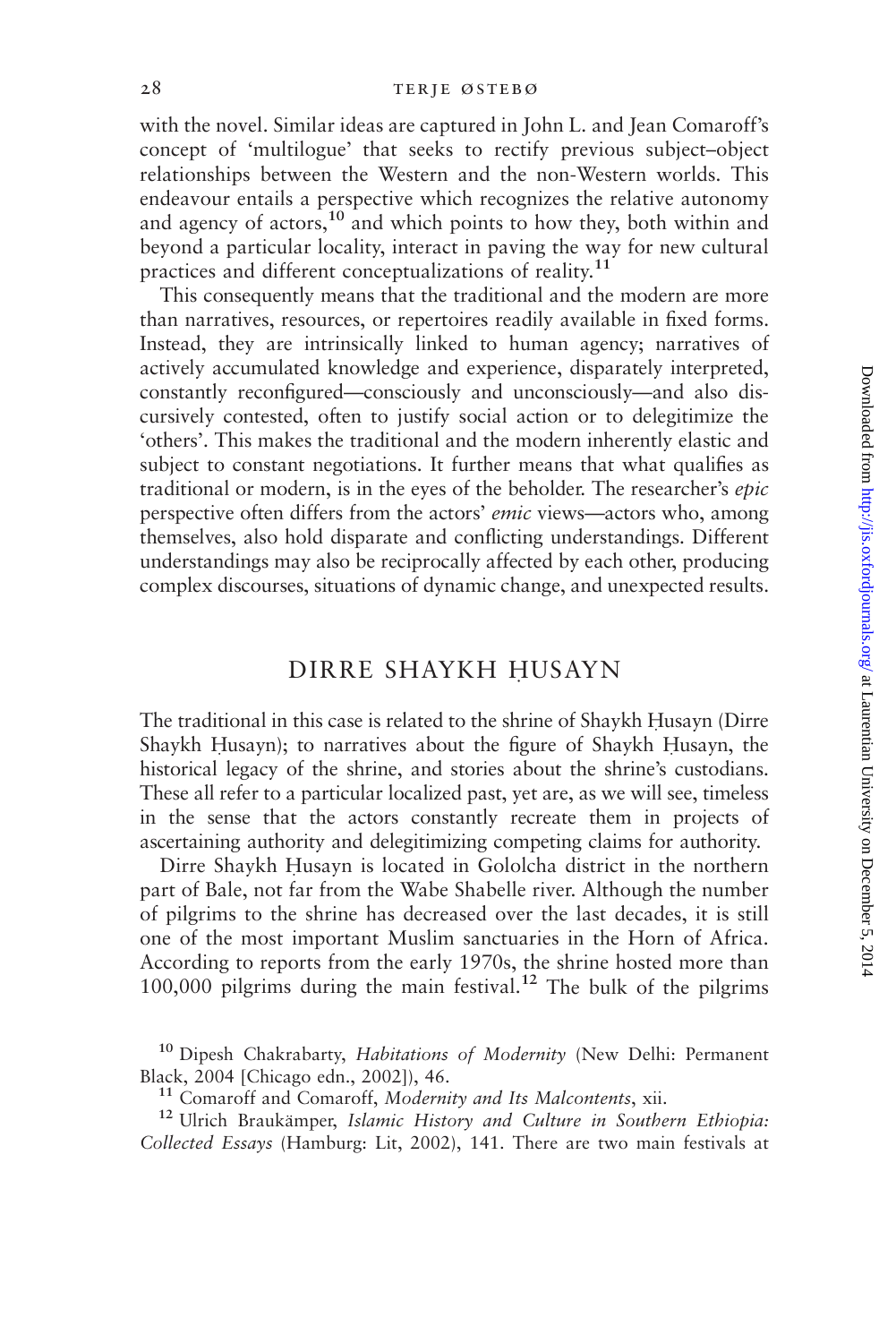with the novel. Similar ideas are captured in John L. and Jean Comaroff's concept of 'multilogue' that seeks to rectify previous subject–object relationships between the Western and the non-Western worlds. This endeavour entails a perspective which recognizes the relative autonomy and agency of actors,[10] and which points to how they, both within and beyond a particular locality, interact in paving the way for new cultural practices and different conceptualizations of reality.[11]

This consequently means that the traditional and the modern are more than narratives, resources, or repertoires readily available in fixed forms. Instead, they are intrinsically linked to human agency; narratives of actively accumulated knowledge and experience, disparately interpreted, constantly reconfigured—consciously and unconsciously—and also discursively contested, often to justify social action or to delegitimize the 'others'. This makes the traditional and the modern inherently elastic and subject to constant negotiations. It further means that what qualifies as traditional or modern, is in the eyes of the beholder. The researcher's *epic* perspective often differs from the actors' *emic* views—actors who, among themselves, also hold disparate and conflicting understandings. Different understandings may also be reciprocally affected by each other, producing complex discourses, situations of dynamic change, and unexpected results.

## DIRRE SHAYKH ḤUSAYN

The traditional in this case is related to the shrine of Shaykh Ḥusayn (Dirre Shaykh Ḥusayn); to narratives about the figure of Shaykh Ḥusayn, the historical legacy of the shrine, and stories about the shrine's custodians. These all refer to a particular localized past, yet are, as we will see, timeless in the sense that the actors constantly recreate them in projects of ascertaining authority and delegitimizing competing claims for authority.

Dirre Shaykh Ḥusayn is located in Gololcha district in the northern part of Bale, not far from the Wabe Shabelle river. Although the number of pilgrims to the shrine has decreased over the last decades, it is still one of the most important Muslim sanctuaries in the Horn of Africa. According to reports from the early 1970s, the shrine hosted more than 100,000 pilgrims during the main festival.[12] The bulk of the pilgrims

[10] Dipesh Chakrabarty, *Habitations of Modernity* (New Delhi: Permanent Black, 2004 [Chicago edn., 2002]), 46.

[11] Comaroff and Comaroff, *Modernity and Its Malcontents*, xii.

[12] Ulrich Braukämper, *Islamic History and Culture in Southern Ethiopia: Collected Essays* (Hamburg: Lit, 2002), 141. There are two main festivals at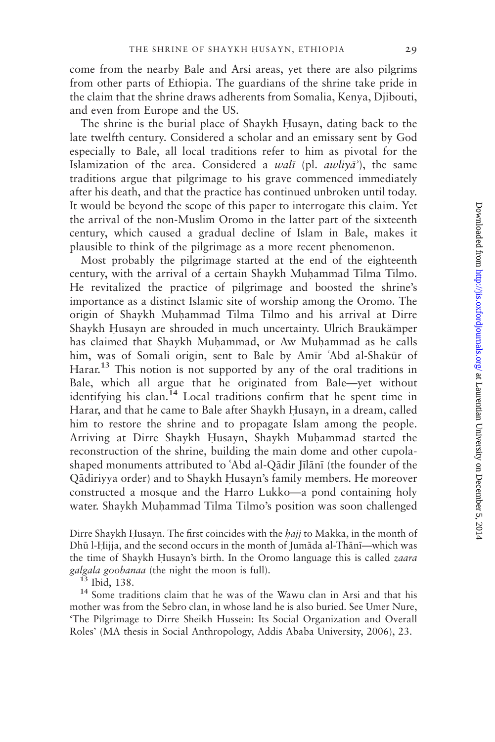come from the nearby Bale and Arsi areas, yet there are also pilgrims from other parts of Ethiopia. The guardians of the shrine take pride in the claim that the shrine draws adherents from Somalia, Kenya, Djibouti, and even from Europe and the US.

The shrine is the burial place of Shaykh Ḥusayn, dating back to the late twelfth century. Considered a scholar and an emissary sent by God especially to Bale, all local traditions refer to him as pivotal for the Islamization of the area. Considered a *walī* (pl. *awliyāʾ*), the same traditions argue that pilgrimage to his grave commenced immediately after his death, and that the practice has continued unbroken until today. It would be beyond the scope of this paper to interrogate this claim. Yet the arrival of the non-Muslim Oromo in the latter part of the sixteenth century, which caused a gradual decline of Islam in Bale, makes it plausible to think of the pilgrimage as a more recent phenomenon.

Most probably the pilgrimage started at the end of the eighteenth century, with the arrival of a certain Shaykh Muḥammad Tilma Tilmo. He revitalized the practice of pilgrimage and boosted the shrine's importance as a distinct Islamic site of worship among the Oromo. The origin of Shaykh Muḥammad Tilma Tilmo and his arrival at Dirre Shaykh Ḥusayn are shrouded in much uncertainty. Ulrich Braukämper has claimed that Shaykh Muḥammad, or Aw Muḥammad as he calls him, was of Somali origin, sent to Bale by Amīr ʿAbd al-Shakūr of Harar.[13] This notion is not supported by any of the oral traditions in Bale, which all argue that he originated from Bale—yet without identifying his clan.[14] Local traditions confirm that he spent time in Harar, and that he came to Bale after Shaykh Ḥusayn, in a dream, called him to restore the shrine and to propagate Islam among the people. Arriving at Dirre Shaykh Ḥusayn, Shaykh Muḥammad started the reconstruction of the shrine, building the main dome and other cupola-shaped monuments attributed to ʿAbd al-Qādir Jīlānī (the founder of the Qādiriyya order) and to Shaykh Ḥusayn's family members. He moreover constructed a mosque and the Harro Lukko—a pond containing holy water. Shaykh Muḥammad Tilma Tilmo's position was soon challenged

Dirre Shaykh Ḥusayn. The first coincides with the *ḥajj* to Makka, in the month of Dhū l-Ḥijja, and the second occurs in the month of Jumāda al-Thānī—which was the time of Shaykh Ḥusayn's birth. In the Oromo language this is called *zaara galgala goobanaa* (the night the moon is full).

[13] Ibid, 138.

[14] Some traditions claim that he was of the Wawu clan in Arsi and that his mother was from the Sebro clan, in whose land he is also buried. See Umer Nure, 'The Pilgrimage to Dirre Sheikh Hussein: Its Social Organization and Overall Roles' (MA thesis in Social Anthropology, Addis Ababa University, 2006), 23.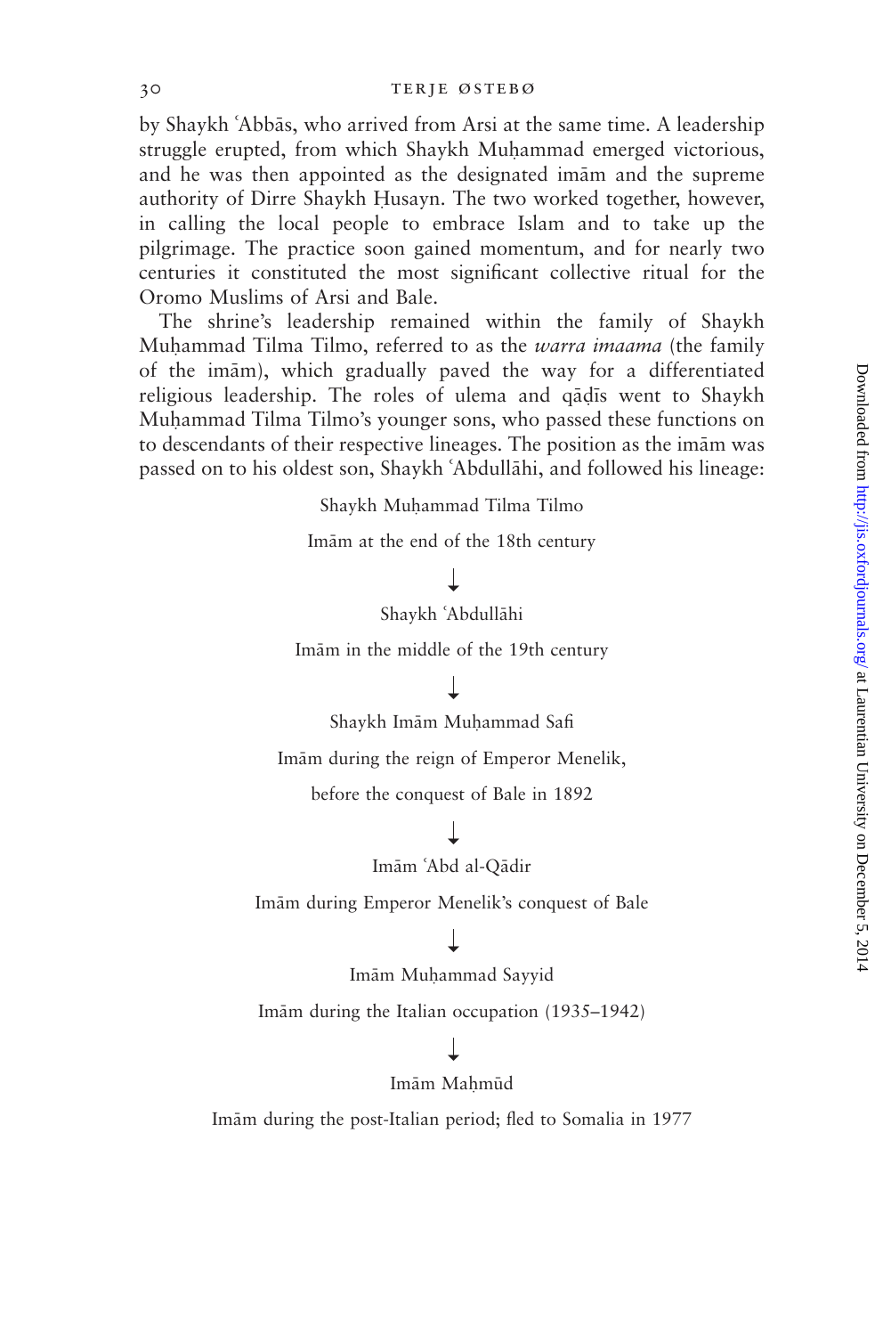by Shaykh ʿAbbās, who arrived from Arsi at the same time. A leadership struggle erupted, from which Shaykh Muḥammad emerged victorious, and he was then appointed as the designated imām and the supreme authority of Dirre Shaykh Ḥusayn. The two worked together, however, in calling the local people to embrace Islam and to take up the pilgrimage. The practice soon gained momentum, and for nearly two centuries it constituted the most significant collective ritual for the Oromo Muslims of Arsi and Bale.

The shrine's leadership remained within the family of Shaykh Muḥammad Tilma Tilmo, referred to as the *warra imaama* (the family of the imām), which gradually paved the way for a differentiated religious leadership. The roles of ulema and qāḍīs went to Shaykh Muḥammad Tilma Tilmo's younger sons, who passed these functions on to descendants of their respective lineages. The position as the imām was passed on to his oldest son, Shaykh ʿAbdullāhi, and followed his lineage:

Shaykh Muḥammad Tilma Tilmo

Imām at the end of the 18th century

↓

Shaykh ʿAbdullāhi

Imām in the middle of the 19th century

↓

Shaykh Imām Muḥammad Safi

Imām during the reign of Emperor Menelik,

before the conquest of Bale in 1892

↓

Imām ʿAbd al-Qādir

Imām during Emperor Menelik's conquest of Bale

↓

Imām Muḥammad Sayyid

Imām during the Italian occupation (1935–1942)

↓

Imām Maḥmūd

Imām during the post-Italian period; fled to Somalia in 1977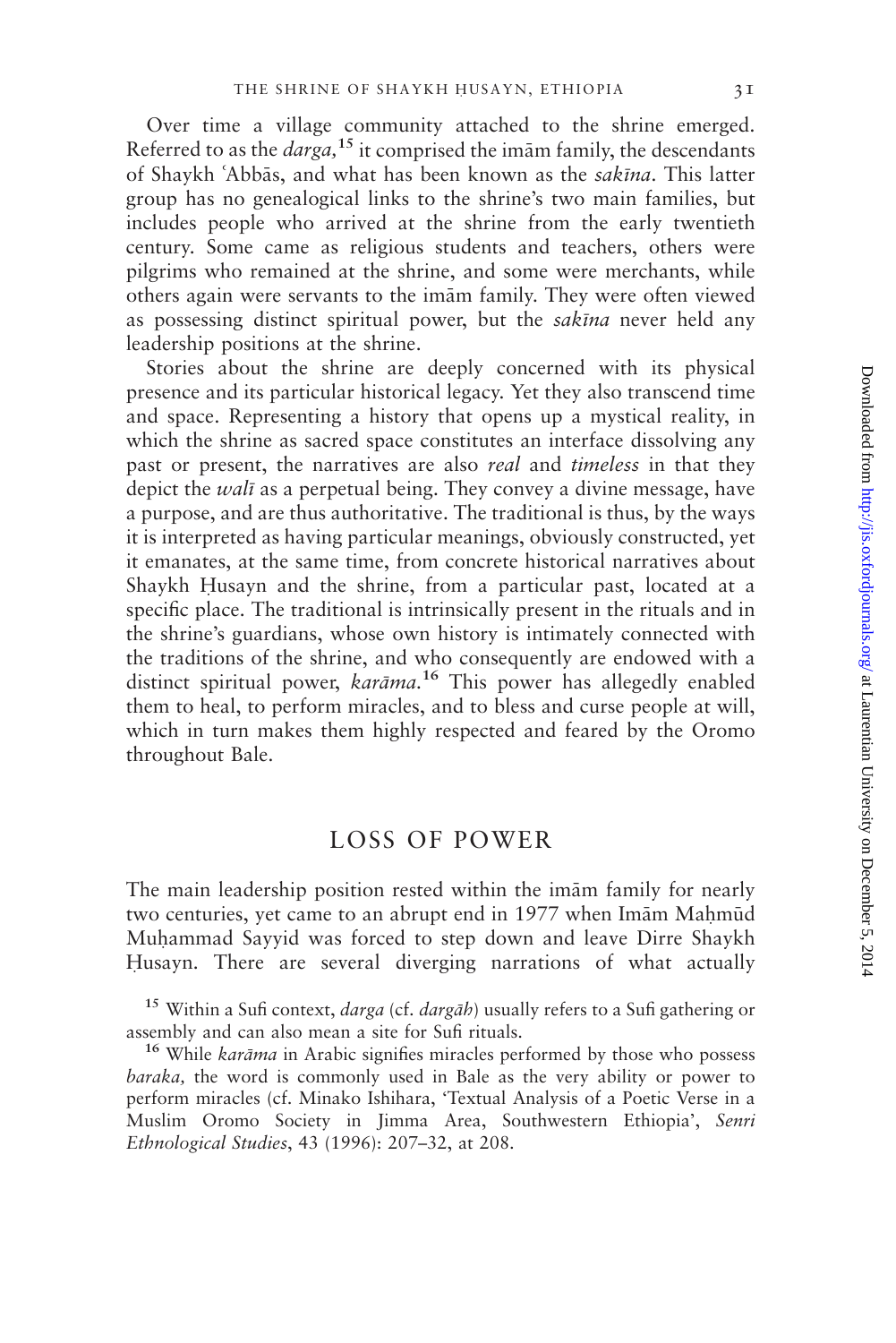Over time a village community attached to the shrine emerged. Referred to as the *darga,*[15] it comprised the imām family, the descendants of Shaykh ʿAbbās, and what has been known as the *sakīna*. This latter group has no genealogical links to the shrine's two main families, but includes people who arrived at the shrine from the early twentieth century. Some came as religious students and teachers, others were pilgrims who remained at the shrine, and some were merchants, while others again were servants to the imām family. They were often viewed as possessing distinct spiritual power, but the *sakīna* never held any leadership positions at the shrine.

Stories about the shrine are deeply concerned with its physical presence and its particular historical legacy. Yet they also transcend time and space. Representing a history that opens up a mystical reality, in which the shrine as sacred space constitutes an interface dissolving any past or present, the narratives are also *real* and *timeless* in that they depict the *walī* as a perpetual being. They convey a divine message, have a purpose, and are thus authoritative. The traditional is thus, by the ways it is interpreted as having particular meanings, obviously constructed, yet it emanates, at the same time, from concrete historical narratives about Shaykh Ḥusayn and the shrine, from a particular past, located at a specific place. The traditional is intrinsically present in the rituals and in the shrine's guardians, whose own history is intimately connected with the traditions of the shrine, and who consequently are endowed with a distinct spiritual power, *karāma*.[16] This power has allegedly enabled them to heal, to perform miracles, and to bless and curse people at will, which in turn makes them highly respected and feared by the Oromo throughout Bale.

## LOSS OF POWER

The main leadership position rested within the imām family for nearly two centuries, yet came to an abrupt end in 1977 when Imām Maḥmūd Muḥammad Sayyid was forced to step down and leave Dirre Shaykh Ḥusayn. There are several diverging narrations of what actually

[15] Within a Sufi context, *darga* (cf. *dargāh*) usually refers to a Sufi gathering or assembly and can also mean a site for Sufi rituals.

[16] While *karāma* in Arabic signifies miracles performed by those who possess *baraka,* the word is commonly used in Bale as the very ability or power to perform miracles (cf. Minako Ishihara, 'Textual Analysis of a Poetic Verse in a Muslim Oromo Society in Jimma Area, Southwestern Ethiopia', *Senri Ethnological Studies*, 43 (1996): 207–32, at 208.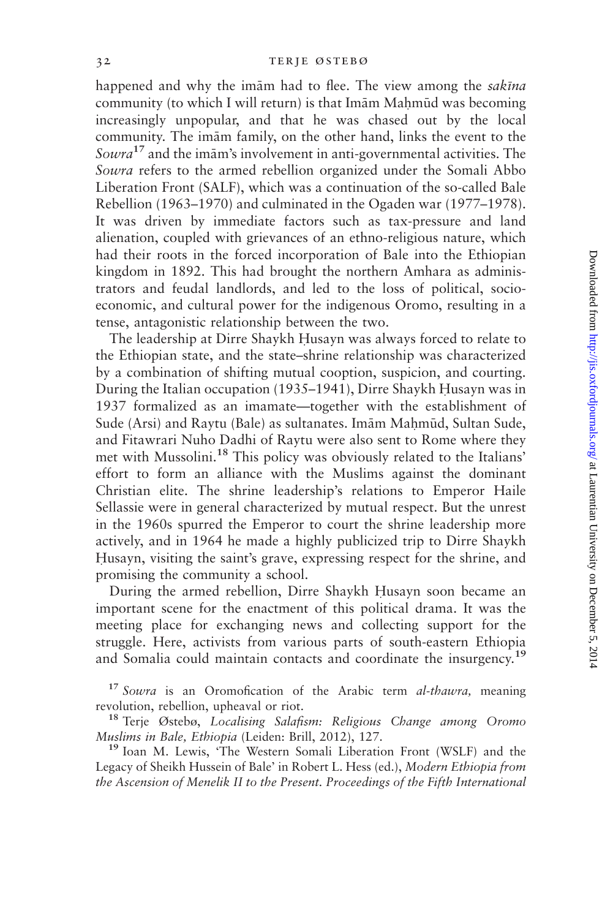happened and why the imām had to flee. The view among the *sakīna* community (to which I will return) is that Imām Maḥmūd was becoming increasingly unpopular, and that he was chased out by the local community. The imām family, on the other hand, links the event to the *Sowra*[17] and the imām's involvement in anti-governmental activities. The *Sowra* refers to the armed rebellion organized under the Somali Abbo Liberation Front (SALF), which was a continuation of the so-called Bale Rebellion (1963–1970) and culminated in the Ogaden war (1977–1978). It was driven by immediate factors such as tax-pressure and land alienation, coupled with grievances of an ethno-religious nature, which had their roots in the forced incorporation of Bale into the Ethiopian kingdom in 1892. This had brought the northern Amhara as administrators and feudal landlords, and led to the loss of political, socio-economic, and cultural power for the indigenous Oromo, resulting in a tense, antagonistic relationship between the two.

The leadership at Dirre Shaykh Ḥusayn was always forced to relate to the Ethiopian state, and the state–shrine relationship was characterized by a combination of shifting mutual cooption, suspicion, and courting. During the Italian occupation (1935–1941), Dirre Shaykh Ḥusayn was in 1937 formalized as an imamate—together with the establishment of Sude (Arsi) and Raytu (Bale) as sultanates. Imām Maḥmūd, Sultan Sude, and Fitawrari Nuho Dadhi of Raytu were also sent to Rome where they met with Mussolini.[18] This policy was obviously related to the Italians' effort to form an alliance with the Muslims against the dominant Christian elite. The shrine leadership's relations to Emperor Haile Sellassie were in general characterized by mutual respect. But the unrest in the 1960s spurred the Emperor to court the shrine leadership more actively, and in 1964 he made a highly publicized trip to Dirre Shaykh Ḥusayn, visiting the saint's grave, expressing respect for the shrine, and promising the community a school.

During the armed rebellion, Dirre Shaykh Ḥusayn soon became an important scene for the enactment of this political drama. It was the meeting place for exchanging news and collecting support for the struggle. Here, activists from various parts of south-eastern Ethiopia and Somalia could maintain contacts and coordinate the insurgency.[19]

[17] *Sowra* is an Oromofication of the Arabic term *al-thawra,* meaning revolution, rebellion, upheaval or riot.

[18] Terje Østebø, *Localising Salafism: Religious Change among Oromo Muslims in Bale, Ethiopia* (Leiden: Brill, 2012), 127.

[19] Ioan M. Lewis, 'The Western Somali Liberation Front (WSLF) and the Legacy of Sheikh Hussein of Bale' in Robert L. Hess (ed.), *Modern Ethiopia from the Ascension of Menelik II to the Present. Proceedings of the Fifth International*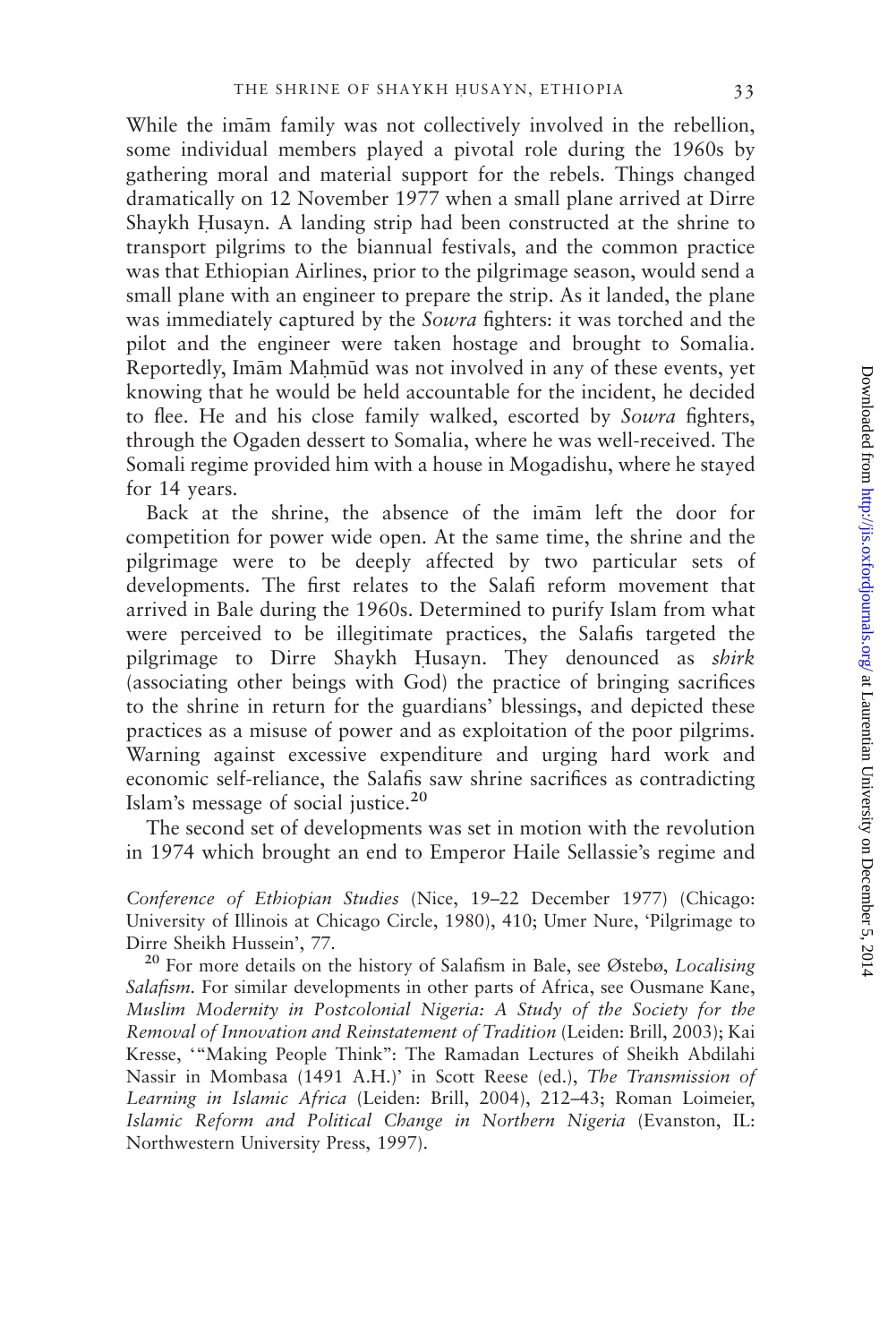While the imām family was not collectively involved in the rebellion, some individual members played a pivotal role during the 1960s by gathering moral and material support for the rebels. Things changed dramatically on 12 November 1977 when a small plane arrived at Dirre Shaykh Ḥusayn. A landing strip had been constructed at the shrine to transport pilgrims to the biannual festivals, and the common practice was that Ethiopian Airlines, prior to the pilgrimage season, would send a small plane with an engineer to prepare the strip. As it landed, the plane was immediately captured by the *Sowra* fighters: it was torched and the pilot and the engineer were taken hostage and brought to Somalia. Reportedly, Imām Maḥmūd was not involved in any of these events, yet knowing that he would be held accountable for the incident, he decided to flee. He and his close family walked, escorted by *Sowra* fighters, through the Ogaden dessert to Somalia, where he was well-received. The Somali regime provided him with a house in Mogadishu, where he stayed for 14 years.

Back at the shrine, the absence of the imām left the door for competition for power wide open. At the same time, the shrine and the pilgrimage were to be deeply affected by two particular sets of developments. The first relates to the Salafi reform movement that arrived in Bale during the 1960s. Determined to purify Islam from what were perceived to be illegitimate practices, the Salafis targeted the pilgrimage to Dirre Shaykh Ḥusayn. They denounced as *shirk* (associating other beings with God) the practice of bringing sacrifices to the shrine in return for the guardians' blessings, and depicted these practices as a misuse of power and as exploitation of the poor pilgrims. Warning against excessive expenditure and urging hard work and economic self-reliance, the Salafis saw shrine sacrifices as contradicting Islam's message of social justice.[20]

The second set of developments was set in motion with the revolution in 1974 which brought an end to Emperor Haile Sellassie's regime and

*Conference of Ethiopian Studies* (Nice, 19–22 December 1977) (Chicago: University of Illinois at Chicago Circle, 1980), 410; Umer Nure, 'Pilgrimage to Dirre Sheikh Hussein', 77.

[20] For more details on the history of Salafism in Bale, see Østebø, *Localising Salafism*. For similar developments in other parts of Africa, see Ousmane Kane, *Muslim Modernity in Postcolonial Nigeria: A Study of the Society for the Removal of Innovation and Reinstatement of Tradition* (Leiden: Brill, 2003); Kai Kresse, '"Making People Think": The Ramadan Lectures of Sheikh Abdilahi Nassir in Mombasa (1491 A.H.)' in Scott Reese (ed.), *The Transmission of Learning in Islamic Africa* (Leiden: Brill, 2004), 212–43; Roman Loimeier, *Islamic Reform and Political Change in Northern Nigeria* (Evanston, IL: Northwestern University Press, 1997).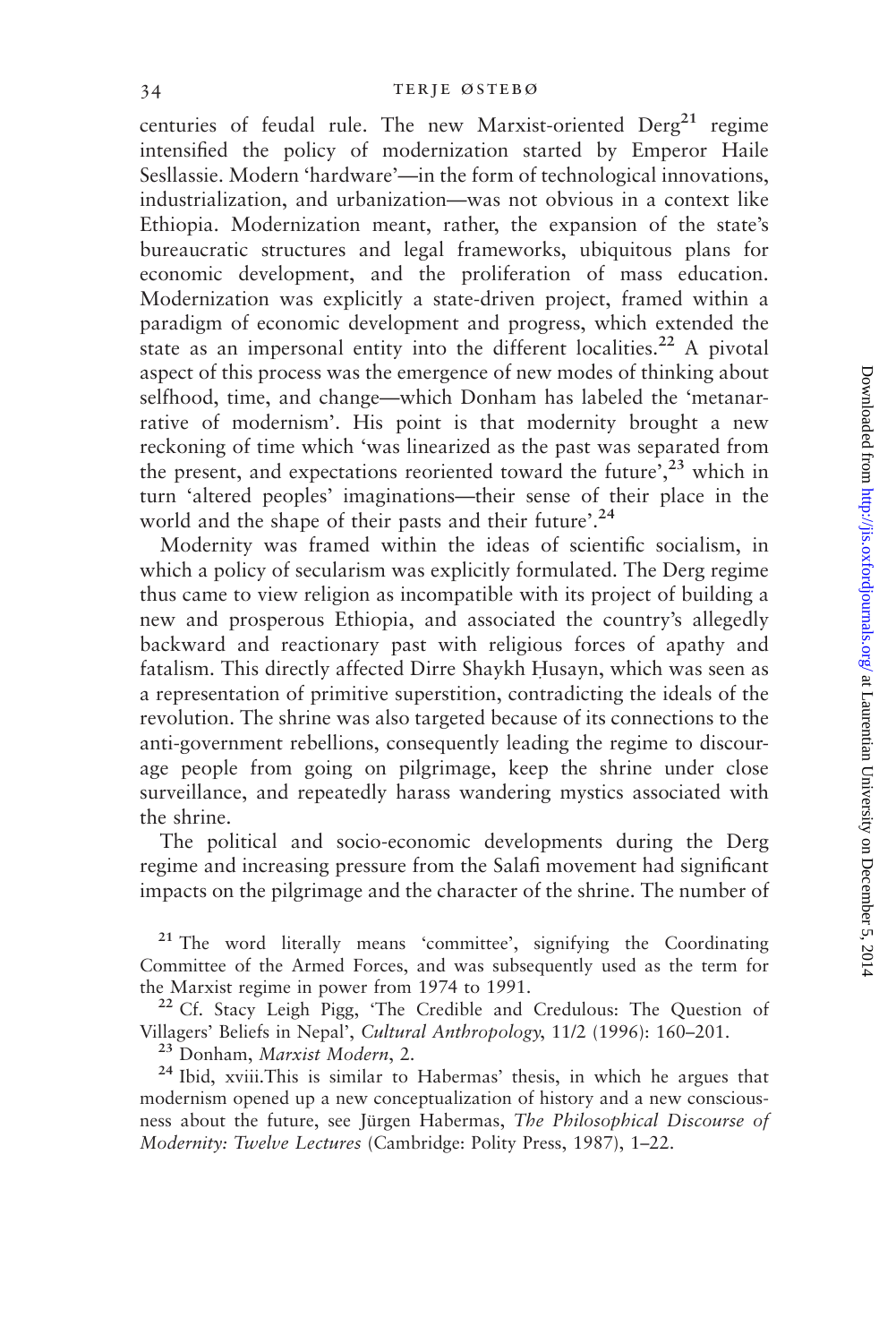centuries of feudal rule. The new Marxist-oriented Derg[21] regime intensified the policy of modernization started by Emperor Haile Sesllassie. Modern 'hardware'—in the form of technological innovations, industrialization, and urbanization—was not obvious in a context like Ethiopia. Modernization meant, rather, the expansion of the state's bureaucratic structures and legal frameworks, ubiquitous plans for economic development, and the proliferation of mass education. Modernization was explicitly a state-driven project, framed within a paradigm of economic development and progress, which extended the state as an impersonal entity into the different localities.[22] A pivotal aspect of this process was the emergence of new modes of thinking about selfhood, time, and change—which Donham has labeled the 'metanarrative of modernism'. His point is that modernity brought a new reckoning of time which 'was linearized as the past was separated from the present, and expectations reoriented toward the future',[23] which in turn 'altered peoples' imaginations—their sense of their place in the world and the shape of their pasts and their future'.[24]

Modernity was framed within the ideas of scientific socialism, in which a policy of secularism was explicitly formulated. The Derg regime thus came to view religion as incompatible with its project of building a new and prosperous Ethiopia, and associated the country's allegedly backward and reactionary past with religious forces of apathy and fatalism. This directly affected Dirre Shaykh Ḥusayn, which was seen as a representation of primitive superstition, contradicting the ideals of the revolution. The shrine was also targeted because of its connections to the anti-government rebellions, consequently leading the regime to discourage people from going on pilgrimage, keep the shrine under close surveillance, and repeatedly harass wandering mystics associated with the shrine.

The political and socio-economic developments during the Derg regime and increasing pressure from the Salafi movement had significant impacts on the pilgrimage and the character of the shrine. The number of

[21] The word literally means 'committee', signifying the Coordinating Committee of the Armed Forces, and was subsequently used as the term for the Marxist regime in power from 1974 to 1991.

[22] Cf. Stacy Leigh Pigg, 'The Credible and Credulous: The Question of Villagers' Beliefs in Nepal', *Cultural Anthropology*, 11/2 (1996): 160–201.

[23] Donham, *Marxist Modern*, 2.

[24] Ibid, xviii.This is similar to Habermas' thesis, in which he argues that modernism opened up a new conceptualization of history and a new consciousness about the future, see Jürgen Habermas, *The Philosophical Discourse of Modernity: Twelve Lectures* (Cambridge: Polity Press, 1987), 1–22.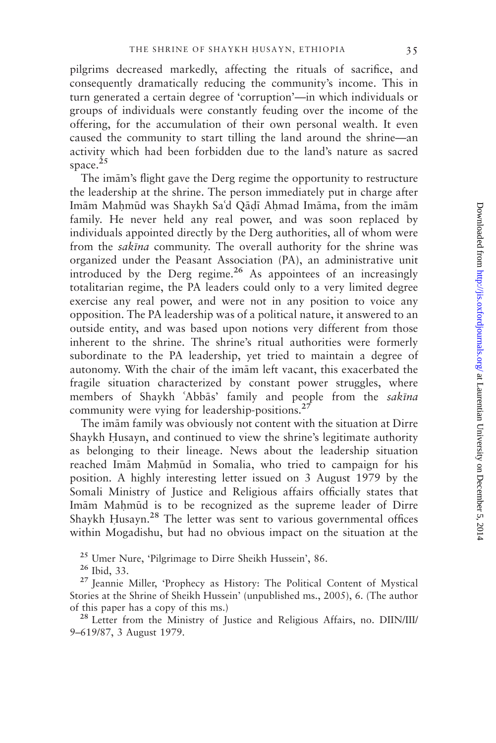pilgrims decreased markedly, affecting the rituals of sacrifice, and consequently dramatically reducing the community's income. This in turn generated a certain degree of 'corruption'—in which individuals or groups of individuals were constantly feuding over the income of the offering, for the accumulation of their own personal wealth. It even caused the community to start tilling the land around the shrine—an activity which had been forbidden due to the land's nature as sacred space.[25]

The imām's flight gave the Derg regime the opportunity to restructure the leadership at the shrine. The person immediately put in charge after Imām Maḥmūd was Shaykh Saʿd Qāḍī Aḥmad Imāma, from the imām family. He never held any real power, and was soon replaced by individuals appointed directly by the Derg authorities, all of whom were from the *sakīna* community. The overall authority for the shrine was organized under the Peasant Association (PA), an administrative unit introduced by the Derg regime.[26] As appointees of an increasingly totalitarian regime, the PA leaders could only to a very limited degree exercise any real power, and were not in any position to voice any opposition. The PA leadership was of a political nature, it answered to an outside entity, and was based upon notions very different from those inherent to the shrine. The shrine's ritual authorities were formerly subordinate to the PA leadership, yet tried to maintain a degree of autonomy. With the chair of the imām left vacant, this exacerbated the fragile situation characterized by constant power struggles, where members of Shaykh ʿAbbās' family and people from the *sakīna* community were vying for leadership-positions.[27]

The imām family was obviously not content with the situation at Dirre Shaykh Ḥusayn, and continued to view the shrine's legitimate authority as belonging to their lineage. News about the leadership situation reached Imām Maḥmūd in Somalia, who tried to campaign for his position. A highly interesting letter issued on 3 August 1979 by the Somali Ministry of Justice and Religious affairs officially states that Imām Maḥmūd is to be recognized as the supreme leader of Dirre Shaykh Ḥusayn.[28] The letter was sent to various governmental offices within Mogadishu, but had no obvious impact on the situation at the

[25] Umer Nure, 'Pilgrimage to Dirre Sheikh Hussein', 86.

[26] Ibid, 33.

[27] Jeannie Miller, 'Prophecy as History: The Political Content of Mystical Stories at the Shrine of Sheikh Hussein' (unpublished ms., 2005), 6. (The author of this paper has a copy of this ms.)

[28] Letter from the Ministry of Justice and Religious Affairs, no. DIIN/III/9–619/87, 3 August 1979.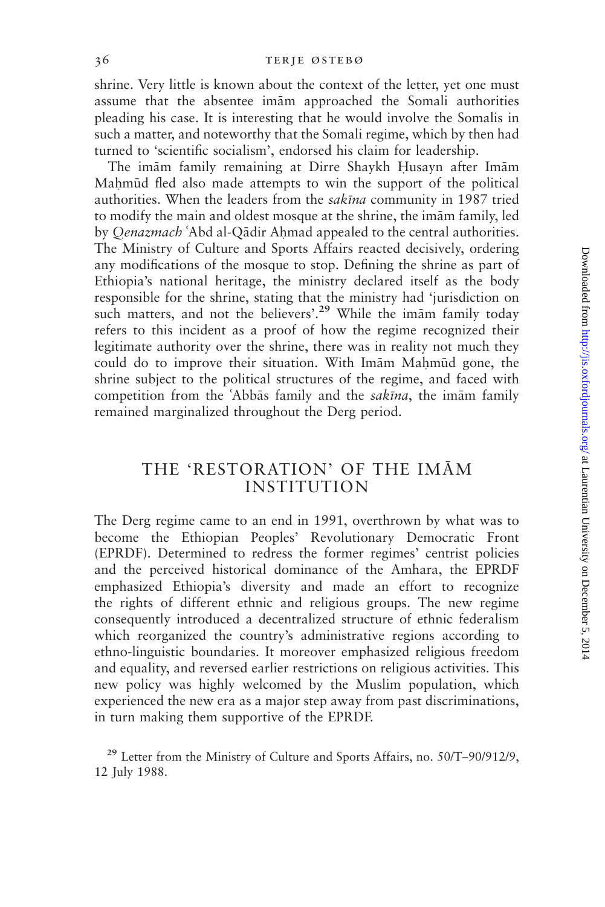shrine. Very little is known about the context of the letter, yet one must assume that the absentee imām approached the Somali authorities pleading his case. It is interesting that he would involve the Somalis in such a matter, and noteworthy that the Somali regime, which by then had turned to 'scientific socialism', endorsed his claim for leadership.

The imām family remaining at Dirre Shaykh Ḥusayn after Imām Maḥmūd fled also made attempts to win the support of the political authorities. When the leaders from the *sakīna* community in 1987 tried to modify the main and oldest mosque at the shrine, the imām family, led by *Qenazmach* ʿAbd al-Qādir Aḥmad appealed to the central authorities. The Ministry of Culture and Sports Affairs reacted decisively, ordering any modifications of the mosque to stop. Defining the shrine as part of Ethiopia's national heritage, the ministry declared itself as the body responsible for the shrine, stating that the ministry had 'jurisdiction on such matters, and not the believers'.[29] While the imām family today refers to this incident as a proof of how the regime recognized their legitimate authority over the shrine, there was in reality not much they could do to improve their situation. With Imām Maḥmūd gone, the shrine subject to the political structures of the regime, and faced with competition from the ʿAbbās family and the *sakīna*, the imām family remained marginalized throughout the Derg period.

## THE 'RESTORATION' OF THE IMĀM INSTITUTION

The Derg regime came to an end in 1991, overthrown by what was to become the Ethiopian Peoples' Revolutionary Democratic Front (EPRDF). Determined to redress the former regimes' centrist policies and the perceived historical dominance of the Amhara, the EPRDF emphasized Ethiopia's diversity and made an effort to recognize the rights of different ethnic and religious groups. The new regime consequently introduced a decentralized structure of ethnic federalism which reorganized the country's administrative regions according to ethno-linguistic boundaries. It moreover emphasized religious freedom and equality, and reversed earlier restrictions on religious activities. This new policy was highly welcomed by the Muslim population, which experienced the new era as a major step away from past discriminations, in turn making them supportive of the EPRDF.

[29] Letter from the Ministry of Culture and Sports Affairs, no. 50/T–90/912/9, 12 July 1988.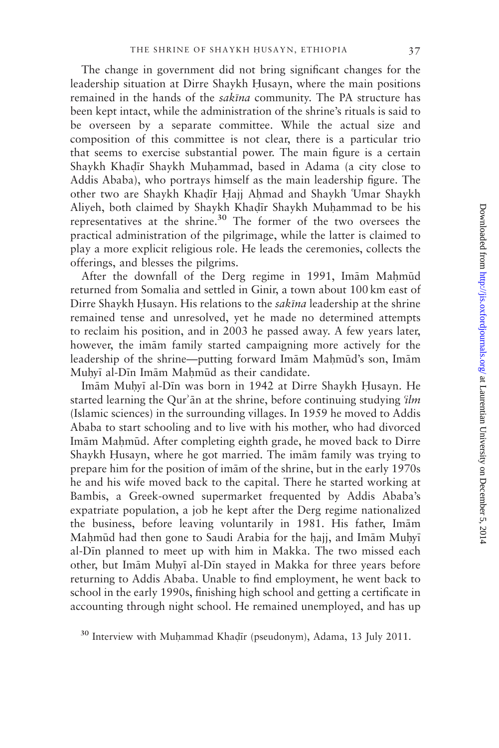The change in government did not bring significant changes for the leadership situation at Dirre Shaykh Ḥusayn, where the main positions remained in the hands of the *sakīna* community. The PA structure has been kept intact, while the administration of the shrine's rituals is said to be overseen by a separate committee. While the actual size and composition of this committee is not clear, there is a particular trio that seems to exercise substantial power. The main figure is a certain Shaykh Khaḍīr Shaykh Muḥammad, based in Adama (a city close to Addis Ababa), who portrays himself as the main leadership figure. The other two are Shaykh Khaḍīr Ḥajj Aḥmad and Shaykh ʿUmar Shaykh Aliyeh, both claimed by Shaykh Khaḍīr Shaykh Muḥammad to be his representatives at the shrine.[30] The former of the two oversees the practical administration of the pilgrimage, while the latter is claimed to play a more explicit religious role. He leads the ceremonies, collects the offerings, and blesses the pilgrims.

After the downfall of the Derg regime in 1991, Imām Maḥmūd returned from Somalia and settled in Ginir, a town about 100 km east of Dirre Shaykh Ḥusayn. His relations to the *sakīna* leadership at the shrine remained tense and unresolved, yet he made no determined attempts to reclaim his position, and in 2003 he passed away. A few years later, however, the imām family started campaigning more actively for the leadership of the shrine—putting forward Imām Maḥmūd's son, Imām Muḥyī al-Dīn Imām Maḥmūd as their candidate.

Imām Muḥyī al-Dīn was born in 1942 at Dirre Shaykh Ḥusayn. He started learning the Qurʾān at the shrine, before continuing studying *ʿilm* (Islamic sciences) in the surrounding villages. In 1959 he moved to Addis Ababa to start schooling and to live with his mother, who had divorced Imām Maḥmūd. After completing eighth grade, he moved back to Dirre Shaykh Ḥusayn, where he got married. The imām family was trying to prepare him for the position of imām of the shrine, but in the early 1970s he and his wife moved back to the capital. There he started working at Bambis, a Greek-owned supermarket frequented by Addis Ababa's expatriate population, a job he kept after the Derg regime nationalized the business, before leaving voluntarily in 1981. His father, Imām Maḥmūd had then gone to Saudi Arabia for the ḥajj, and Imām Muḥyī al-Dīn planned to meet up with him in Makka. The two missed each other, but Imām Muḥyī al-Dīn stayed in Makka for three years before returning to Addis Ababa. Unable to find employment, he went back to school in the early 1990s, finishing high school and getting a certificate in accounting through night school. He remained unemployed, and has up

[30] Interview with Muḥammad Khaḍīr (pseudonym), Adama, 13 July 2011.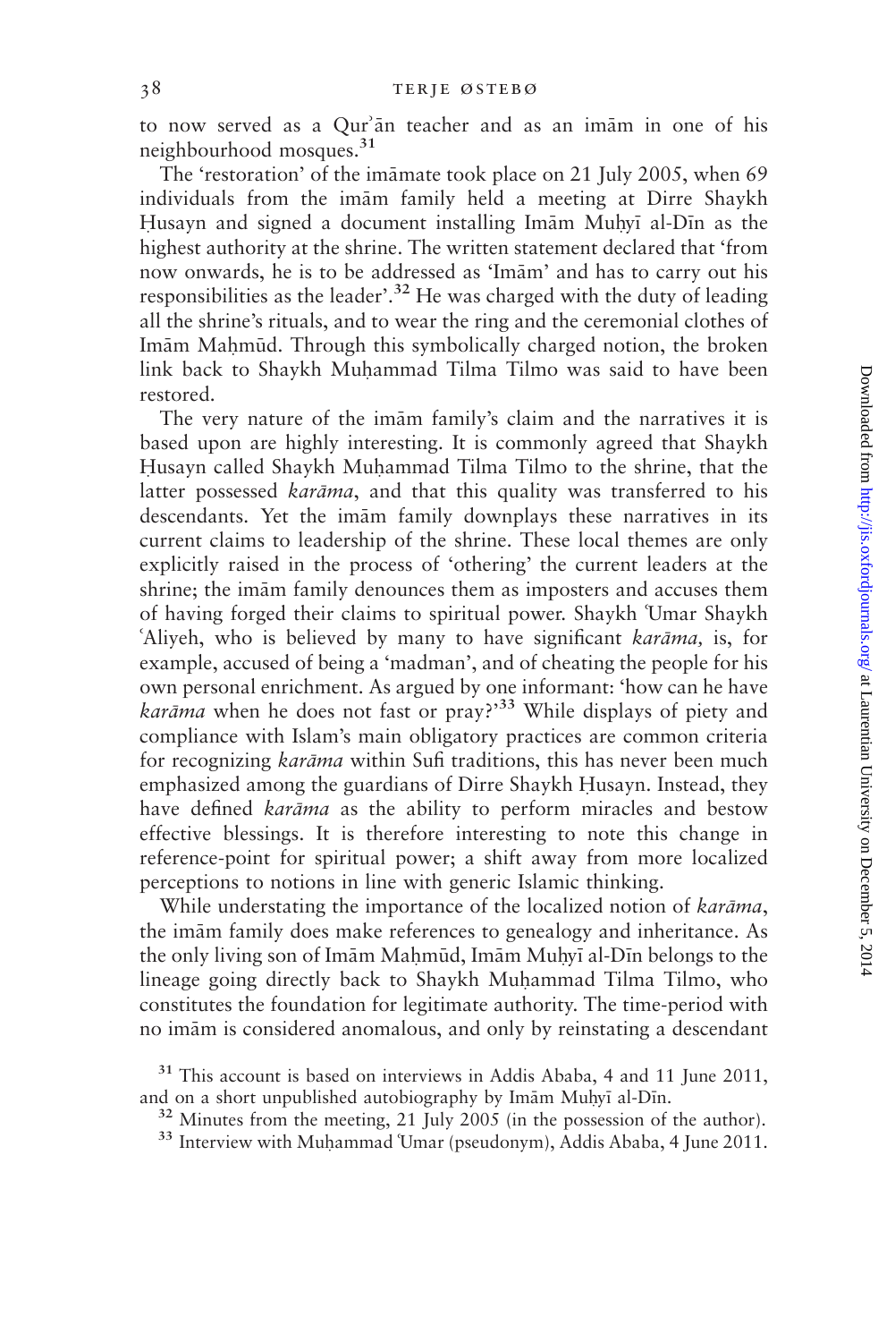to now served as a Qurʾān teacher and as an imām in one of his neighbourhood mosques.[31]

The 'restoration' of the imāmate took place on 21 July 2005, when 69 individuals from the imām family held a meeting at Dirre Shaykh Ḥusayn and signed a document installing Imām Muḥyī al-Dīn as the highest authority at the shrine. The written statement declared that 'from now onwards, he is to be addressed as 'Imām' and has to carry out his responsibilities as the leader'.[32] He was charged with the duty of leading all the shrine's rituals, and to wear the ring and the ceremonial clothes of Imām Maḥmūd. Through this symbolically charged notion, the broken link back to Shaykh Muḥammad Tilma Tilmo was said to have been restored.

The very nature of the imām family's claim and the narratives it is based upon are highly interesting. It is commonly agreed that Shaykh Ḥusayn called Shaykh Muḥammad Tilma Tilmo to the shrine, that the latter possessed *karāma*, and that this quality was transferred to his descendants. Yet the imām family downplays these narratives in its current claims to leadership of the shrine. These local themes are only explicitly raised in the process of 'othering' the current leaders at the shrine; the imām family denounces them as imposters and accuses them of having forged their claims to spiritual power. Shaykh ʿUmar Shaykh ʿAliyeh, who is believed by many to have significant *karāma,* is, for example, accused of being a 'madman', and of cheating the people for his own personal enrichment. As argued by one informant: 'how can he have *karāma* when he does not fast or pray?'[33] While displays of piety and compliance with Islam's main obligatory practices are common criteria for recognizing *karāma* within Sufi traditions, this has never been much emphasized among the guardians of Dirre Shaykh Ḥusayn. Instead, they have defined *karāma* as the ability to perform miracles and bestow effective blessings. It is therefore interesting to note this change in reference-point for spiritual power; a shift away from more localized perceptions to notions in line with generic Islamic thinking.

While understating the importance of the localized notion of *karāma*, the imām family does make references to genealogy and inheritance. As the only living son of Imām Maḥmūd, Imām Muḥyī al-Dīn belongs to the lineage going directly back to Shaykh Muḥammad Tilma Tilmo, who constitutes the foundation for legitimate authority. The time-period with no imām is considered anomalous, and only by reinstating a descendant

[31] This account is based on interviews in Addis Ababa, 4 and 11 June 2011, and on a short unpublished autobiography by Imām Muḥyī al-Dīn.

[32] Minutes from the meeting, 21 July 2005 (in the possession of the author).

[33] Interview with Muḥammad ʿUmar (pseudonym), Addis Ababa, 4 June 2011.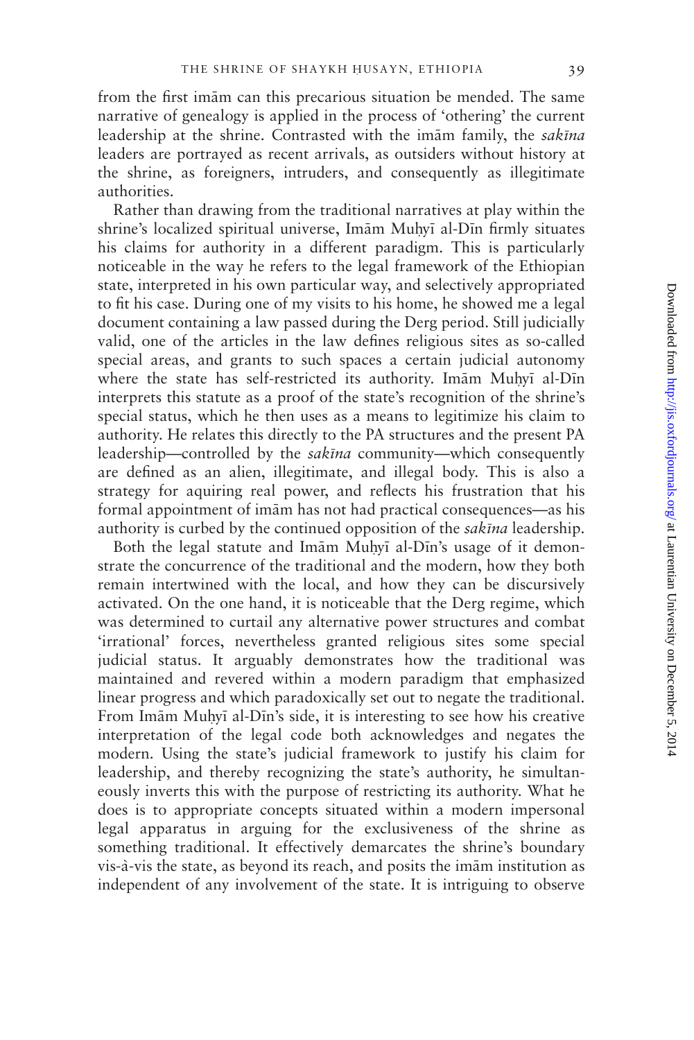from the first imām can this precarious situation be mended. The same narrative of genealogy is applied in the process of 'othering' the current leadership at the shrine. Contrasted with the imām family, the *sakīna* leaders are portrayed as recent arrivals, as outsiders without history at the shrine, as foreigners, intruders, and consequently as illegitimate authorities.

Rather than drawing from the traditional narratives at play within the shrine's localized spiritual universe, Imām Muḥyī al-Dīn firmly situates his claims for authority in a different paradigm. This is particularly noticeable in the way he refers to the legal framework of the Ethiopian state, interpreted in his own particular way, and selectively appropriated to fit his case. During one of my visits to his home, he showed me a legal document containing a law passed during the Derg period. Still judicially valid, one of the articles in the law defines religious sites as so-called special areas, and grants to such spaces a certain judicial autonomy where the state has self-restricted its authority. Imām Muḥyī al-Dīn interprets this statute as a proof of the state's recognition of the shrine's special status, which he then uses as a means to legitimize his claim to authority. He relates this directly to the PA structures and the present PA leadership—controlled by the *sakīna* community—which consequently are defined as an alien, illegitimate, and illegal body. This is also a strategy for aquiring real power, and reflects his frustration that his formal appointment of imām has not had practical consequences—as his authority is curbed by the continued opposition of the *sakīna* leadership.

Both the legal statute and Imām Muḥyī al-Dīn's usage of it demonstrate the concurrence of the traditional and the modern, how they both remain intertwined with the local, and how they can be discursively activated. On the one hand, it is noticeable that the Derg regime, which was determined to curtail any alternative power structures and combat 'irrational' forces, nevertheless granted religious sites some special judicial status. It arguably demonstrates how the traditional was maintained and revered within a modern paradigm that emphasized linear progress and which paradoxically set out to negate the traditional. From Imām Muḥyī al-Dīn's side, it is interesting to see how his creative interpretation of the legal code both acknowledges and negates the modern. Using the state's judicial framework to justify his claim for leadership, and thereby recognizing the state's authority, he simultaneously inverts this with the purpose of restricting its authority. What he does is to appropriate concepts situated within a modern impersonal legal apparatus in arguing for the exclusiveness of the shrine as something traditional. It effectively demarcates the shrine's boundary vis-à-vis the state, as beyond its reach, and posits the imām institution as independent of any involvement of the state. It is intriguing to observe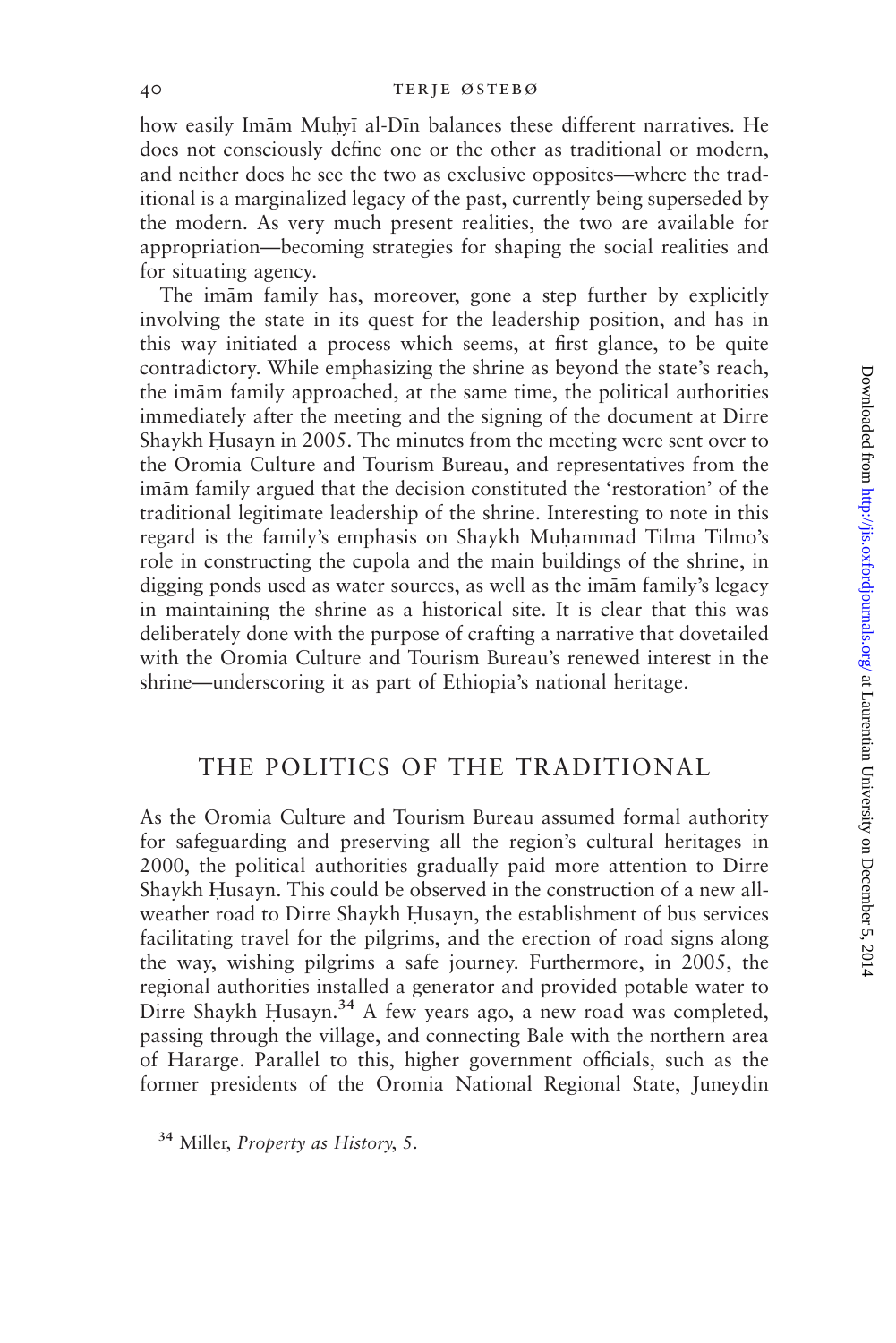how easily Imām Muḥyī al-Dīn balances these different narratives. He does not consciously define one or the other as traditional or modern, and neither does he see the two as exclusive opposites—where the traditional is a marginalized legacy of the past, currently being superseded by the modern. As very much present realities, the two are available for appropriation—becoming strategies for shaping the social realities and for situating agency.

The imām family has, moreover, gone a step further by explicitly involving the state in its quest for the leadership position, and has in this way initiated a process which seems, at first glance, to be quite contradictory. While emphasizing the shrine as beyond the state's reach, the imām family approached, at the same time, the political authorities immediately after the meeting and the signing of the document at Dirre Shaykh Ḥusayn in 2005. The minutes from the meeting were sent over to the Oromia Culture and Tourism Bureau, and representatives from the imām family argued that the decision constituted the 'restoration' of the traditional legitimate leadership of the shrine. Interesting to note in this regard is the family's emphasis on Shaykh Muḥammad Tilma Tilmo's role in constructing the cupola and the main buildings of the shrine, in digging ponds used as water sources, as well as the imām family's legacy in maintaining the shrine as a historical site. It is clear that this was deliberately done with the purpose of crafting a narrative that dovetailed with the Oromia Culture and Tourism Bureau's renewed interest in the shrine—underscoring it as part of Ethiopia's national heritage.

## THE POLITICS OF THE TRADITIONAL

As the Oromia Culture and Tourism Bureau assumed formal authority for safeguarding and preserving all the region's cultural heritages in 2000, the political authorities gradually paid more attention to Dirre Shaykh Ḥusayn. This could be observed in the construction of a new all-weather road to Dirre Shaykh Ḥusayn, the establishment of bus services facilitating travel for the pilgrims, and the erection of road signs along the way, wishing pilgrims a safe journey. Furthermore, in 2005, the regional authorities installed a generator and provided potable water to Dirre Shaykh Ḥusayn.[34] A few years ago, a new road was completed, passing through the village, and connecting Bale with the northern area of Hararge. Parallel to this, higher government officials, such as the former presidents of the Oromia National Regional State, Juneydin

[34] Miller, *Property as History*, 5.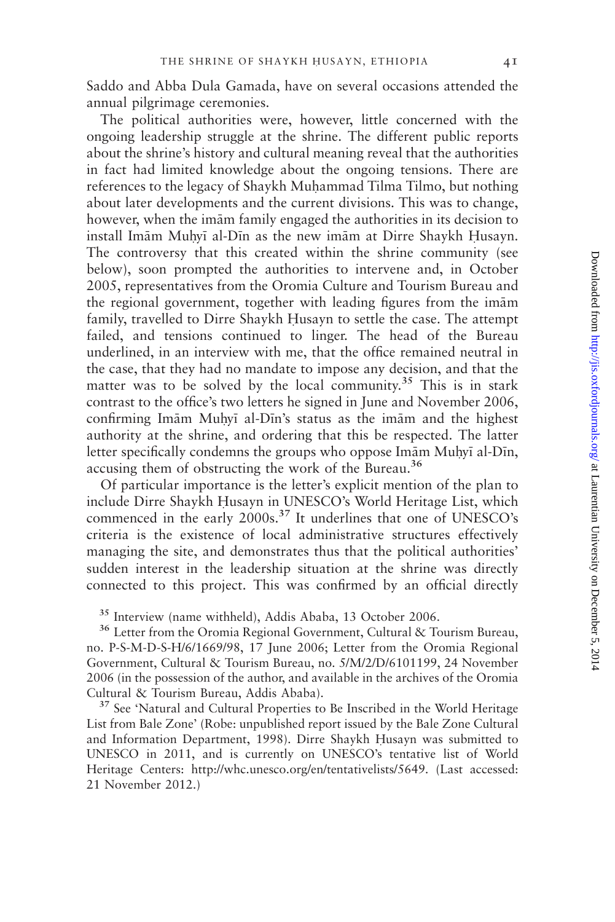Saddo and Abba Dula Gamada, have on several occasions attended the annual pilgrimage ceremonies.

The political authorities were, however, little concerned with the ongoing leadership struggle at the shrine. The different public reports about the shrine's history and cultural meaning reveal that the authorities in fact had limited knowledge about the ongoing tensions. There are references to the legacy of Shaykh Muḥammad Tilma Tilmo, but nothing about later developments and the current divisions. This was to change, however, when the imām family engaged the authorities in its decision to install Imām Muḥyī al-Dīn as the new imām at Dirre Shaykh Ḥusayn. The controversy that this created within the shrine community (see below), soon prompted the authorities to intervene and, in October 2005, representatives from the Oromia Culture and Tourism Bureau and the regional government, together with leading figures from the imām family, travelled to Dirre Shaykh Ḥusayn to settle the case. The attempt failed, and tensions continued to linger. The head of the Bureau underlined, in an interview with me, that the office remained neutral in the case, that they had no mandate to impose any decision, and that the matter was to be solved by the local community.[35] This is in stark contrast to the office's two letters he signed in June and November 2006, confirming Imām Muḥyī al-Dīn's status as the imām and the highest authority at the shrine, and ordering that this be respected. The latter letter specifically condemns the groups who oppose Imām Muḥyī al-Dīn, accusing them of obstructing the work of the Bureau.[36]

Of particular importance is the letter's explicit mention of the plan to include Dirre Shaykh Ḥusayn in UNESCO's World Heritage List, which commenced in the early 2000s.[37] It underlines that one of UNESCO's criteria is the existence of local administrative structures effectively managing the site, and demonstrates thus that the political authorities' sudden interest in the leadership situation at the shrine was directly connected to this project. This was confirmed by an official directly

[35] Interview (name withheld), Addis Ababa, 13 October 2006.

[36] Letter from the Oromia Regional Government, Cultural & Tourism Bureau, no. P-S-M-D-S-H/6/1669/98, 17 June 2006; Letter from the Oromia Regional Government, Cultural & Tourism Bureau, no. 5/M/2/D/6101199, 24 November 2006 (in the possession of the author, and available in the archives of the Oromia Cultural & Tourism Bureau, Addis Ababa).

[37] See 'Natural and Cultural Properties to Be Inscribed in the World Heritage List from Bale Zone' (Robe: unpublished report issued by the Bale Zone Cultural and Information Department, 1998). Dirre Shaykh Ḥusayn was submitted to UNESCO in 2011, and is currently on UNESCO's tentative list of World Heritage Centers: http://whc.unesco.org/en/tentativelists/5649. (Last accessed: 21 November 2012.)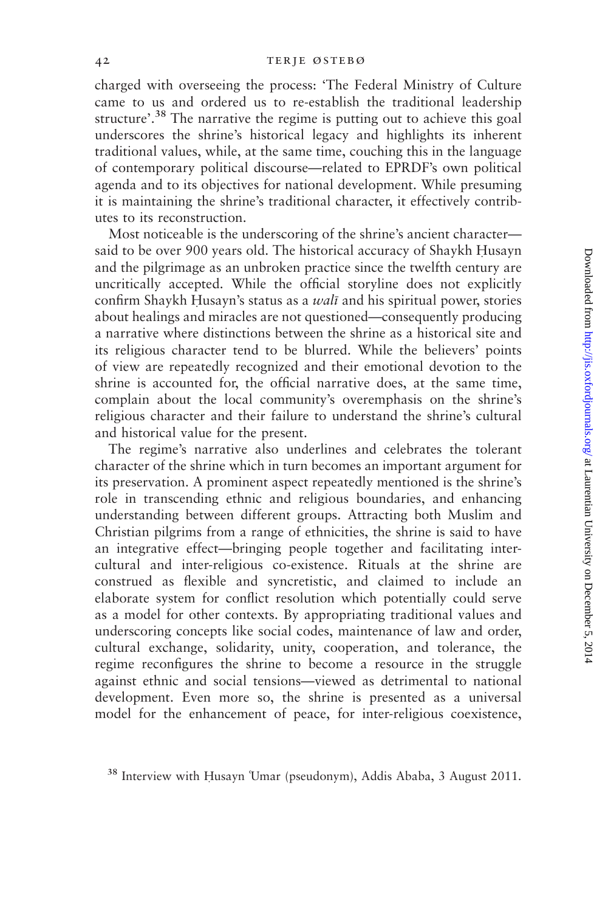charged with overseeing the process: 'The Federal Ministry of Culture came to us and ordered us to re-establish the traditional leadership structure'.[38] The narrative the regime is putting out to achieve this goal underscores the shrine's historical legacy and highlights its inherent traditional values, while, at the same time, couching this in the language of contemporary political discourse—related to EPRDF's own political agenda and to its objectives for national development. While presuming it is maintaining the shrine's traditional character, it effectively contributes to its reconstruction.

Most noticeable is the underscoring of the shrine's ancient character—said to be over 900 years old. The historical accuracy of Shaykh Ḥusayn and the pilgrimage as an unbroken practice since the twelfth century are uncritically accepted. While the official storyline does not explicitly confirm Shaykh Ḥusayn's status as a *walī* and his spiritual power, stories about healings and miracles are not questioned—consequently producing a narrative where distinctions between the shrine as a historical site and its religious character tend to be blurred. While the believers' points of view are repeatedly recognized and their emotional devotion to the shrine is accounted for, the official narrative does, at the same time, complain about the local community's overemphasis on the shrine's religious character and their failure to understand the shrine's cultural and historical value for the present.

The regime's narrative also underlines and celebrates the tolerant character of the shrine which in turn becomes an important argument for its preservation. A prominent aspect repeatedly mentioned is the shrine's role in transcending ethnic and religious boundaries, and enhancing understanding between different groups. Attracting both Muslim and Christian pilgrims from a range of ethnicities, the shrine is said to have an integrative effect—bringing people together and facilitating inter-cultural and inter-religious co-existence. Rituals at the shrine are construed as flexible and syncretistic, and claimed to include an elaborate system for conflict resolution which potentially could serve as a model for other contexts. By appropriating traditional values and underscoring concepts like social codes, maintenance of law and order, cultural exchange, solidarity, unity, cooperation, and tolerance, the regime reconfigures the shrine to become a resource in the struggle against ethnic and social tensions—viewed as detrimental to national development. Even more so, the shrine is presented as a universal model for the enhancement of peace, for inter-religious coexistence,

[38] Interview with Ḥusayn ʿUmar (pseudonym), Addis Ababa, 3 August 2011.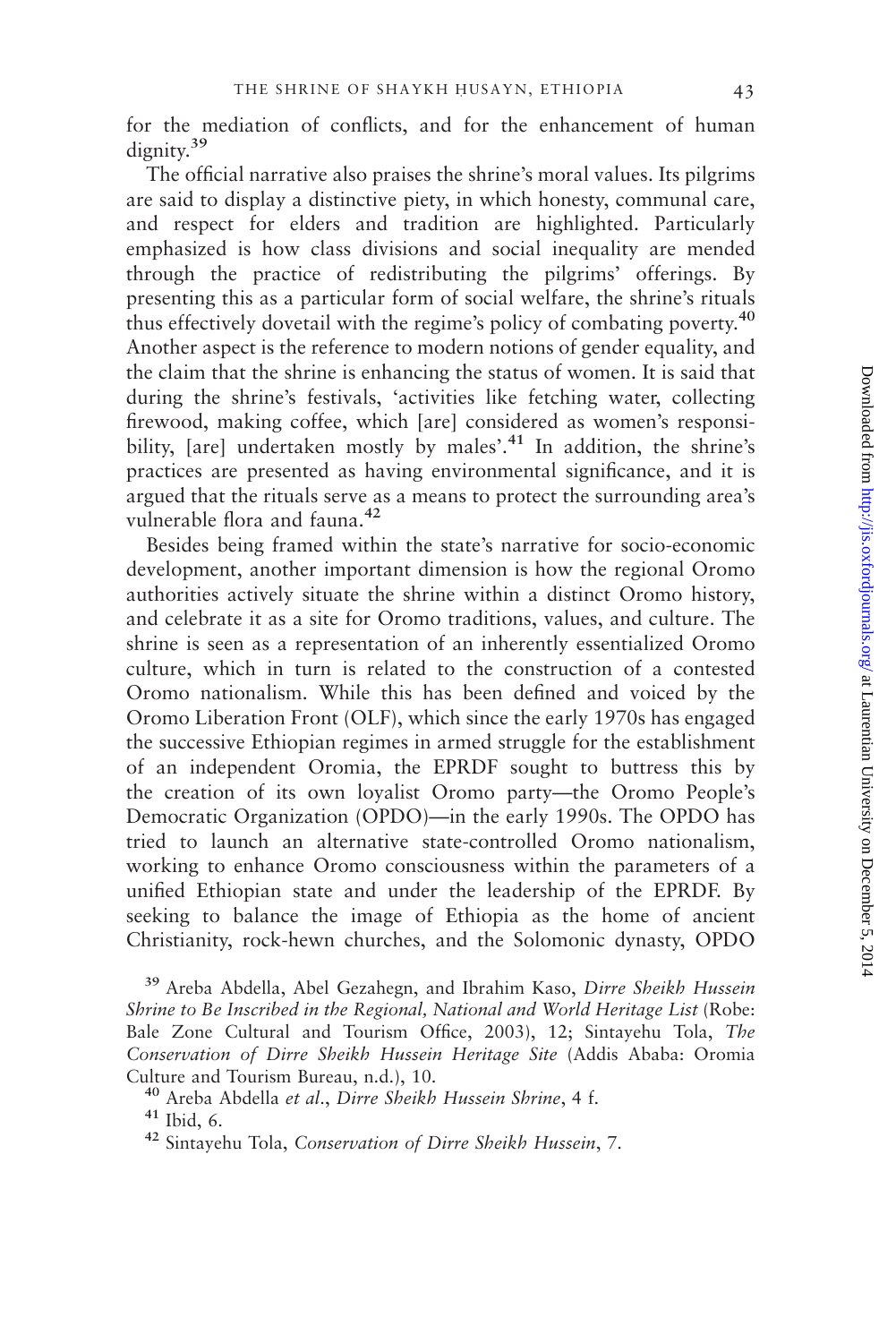for the mediation of conflicts, and for the enhancement of human dignity.[39]

The official narrative also praises the shrine's moral values. Its pilgrims are said to display a distinctive piety, in which honesty, communal care, and respect for elders and tradition are highlighted. Particularly emphasized is how class divisions and social inequality are mended through the practice of redistributing the pilgrims' offerings. By presenting this as a particular form of social welfare, the shrine's rituals thus effectively dovetail with the regime's policy of combating poverty.[40] Another aspect is the reference to modern notions of gender equality, and the claim that the shrine is enhancing the status of women. It is said that during the shrine's festivals, 'activities like fetching water, collecting firewood, making coffee, which [are] considered as women's responsibility, [are] undertaken mostly by males'.[41] In addition, the shrine's practices are presented as having environmental significance, and it is argued that the rituals serve as a means to protect the surrounding area's vulnerable flora and fauna.[42]

Besides being framed within the state's narrative for socio-economic development, another important dimension is how the regional Oromo authorities actively situate the shrine within a distinct Oromo history, and celebrate it as a site for Oromo traditions, values, and culture. The shrine is seen as a representation of an inherently essentialized Oromo culture, which in turn is related to the construction of a contested Oromo nationalism. While this has been defined and voiced by the Oromo Liberation Front (OLF), which since the early 1970s has engaged the successive Ethiopian regimes in armed struggle for the establishment of an independent Oromia, the EPRDF sought to buttress this by the creation of its own loyalist Oromo party—the Oromo People's Democratic Organization (OPDO)—in the early 1990s. The OPDO has tried to launch an alternative state-controlled Oromo nationalism, working to enhance Oromo consciousness within the parameters of a unified Ethiopian state and under the leadership of the EPRDF. By seeking to balance the image of Ethiopia as the home of ancient Christianity, rock-hewn churches, and the Solomonic dynasty, OPDO

[39] Areba Abdella, Abel Gezahegn, and Ibrahim Kaso, *Dirre Sheikh Hussein Shrine to Be Inscribed in the Regional, National and World Heritage List* (Robe: Bale Zone Cultural and Tourism Office, 2003), 12; Sintayehu Tola, *The Conservation of Dirre Sheikh Hussein Heritage Site* (Addis Ababa: Oromia Culture and Tourism Bureau, n.d.), 10.

[40] Areba Abdella *et al*., *Dirre Sheikh Hussein Shrine*, 4 f.

[41] Ibid, 6.

[42] Sintayehu Tola, *Conservation of Dirre Sheikh Hussein*, 7.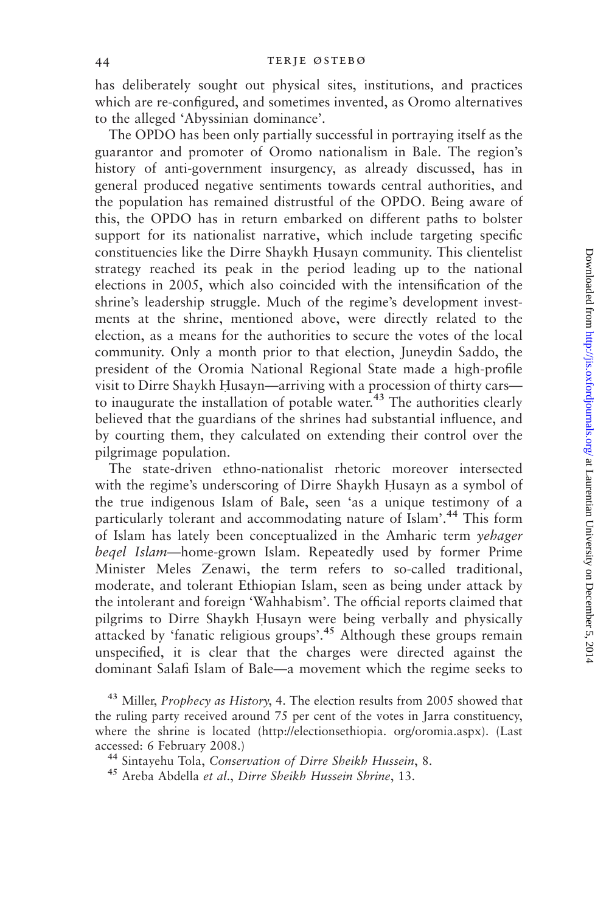has deliberately sought out physical sites, institutions, and practices which are re-configured, and sometimes invented, as Oromo alternatives to the alleged 'Abyssinian dominance'.

The OPDO has been only partially successful in portraying itself as the guarantor and promoter of Oromo nationalism in Bale. The region's history of anti-government insurgency, as already discussed, has in general produced negative sentiments towards central authorities, and the population has remained distrustful of the OPDO. Being aware of this, the OPDO has in return embarked on different paths to bolster support for its nationalist narrative, which include targeting specific constituencies like the Dirre Shaykh Ḥusayn community. This clientelist strategy reached its peak in the period leading up to the national elections in 2005, which also coincided with the intensification of the shrine's leadership struggle. Much of the regime's development investments at the shrine, mentioned above, were directly related to the election, as a means for the authorities to secure the votes of the local community. Only a month prior to that election, Juneydin Saddo, the president of the Oromia National Regional State made a high-profile visit to Dirre Shaykh Ḥusayn—arriving with a procession of thirty cars—to inaugurate the installation of potable water.[43] The authorities clearly believed that the guardians of the shrines had substantial influence, and by courting them, they calculated on extending their control over the pilgrimage population.

The state-driven ethno-nationalist rhetoric moreover intersected with the regime's underscoring of Dirre Shaykh Ḥusayn as a symbol of the true indigenous Islam of Bale, seen 'as a unique testimony of a particularly tolerant and accommodating nature of Islam'.[44] This form of Islam has lately been conceptualized in the Amharic term *yehager beqel Islam*—home-grown Islam. Repeatedly used by former Prime Minister Meles Zenawi, the term refers to so-called traditional, moderate, and tolerant Ethiopian Islam, seen as being under attack by the intolerant and foreign 'Wahhabism'. The official reports claimed that pilgrims to Dirre Shaykh Ḥusayn were being verbally and physically attacked by 'fanatic religious groups'.[45] Although these groups remain unspecified, it is clear that the charges were directed against the dominant Salafi Islam of Bale—a movement which the regime seeks to

[43] Miller, *Prophecy as History*, 4. The election results from 2005 showed that the ruling party received around 75 per cent of the votes in Jarra constituency, where the shrine is located (http://electionsethiopia. org/oromia.aspx). (Last accessed: 6 February 2008.)

[44] Sintayehu Tola, *Conservation of Dirre Sheikh Hussein*, 8.

[45] Areba Abdella *et al*., *Dirre Sheikh Hussein Shrine*, 13.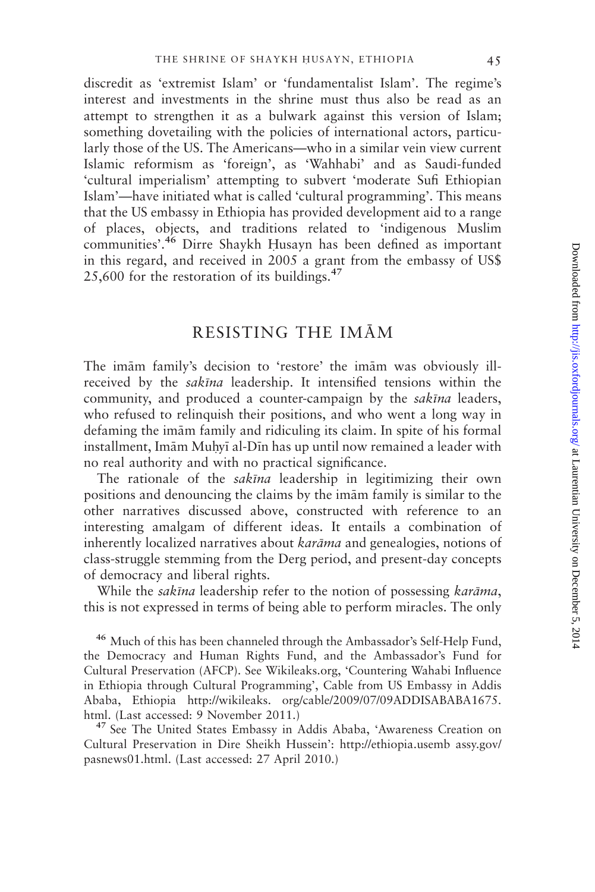discredit as 'extremist Islam' or 'fundamentalist Islam'. The regime's interest and investments in the shrine must thus also be read as an attempt to strengthen it as a bulwark against this version of Islam; something dovetailing with the policies of international actors, particularly those of the US. The Americans—who in a similar vein view current Islamic reformism as 'foreign', as 'Wahhabi' and as Saudi-funded 'cultural imperialism' attempting to subvert 'moderate Sufi Ethiopian Islam'—have initiated what is called 'cultural programming'. This means that the US embassy in Ethiopia has provided development aid to a range of places, objects, and traditions related to 'indigenous Muslim communities'.[46] Dirre Shaykh Ḥusayn has been defined as important in this regard, and received in 2005 a grant from the embassy of US$ 25,600 for the restoration of its buildings.[47]

## RESISTING THE IMĀM

The imām family's decision to 'restore' the imām was obviously ill-received by the *sakīna* leadership. It intensified tensions within the community, and produced a counter-campaign by the *sakīna* leaders, who refused to relinquish their positions, and who went a long way in defaming the imām family and ridiculing its claim. In spite of his formal installment, Imām Muḥyī al-Dīn has up until now remained a leader with no real authority and with no practical significance.

The rationale of the *sakīna* leadership in legitimizing their own positions and denouncing the claims by the imām family is similar to the other narratives discussed above, constructed with reference to an interesting amalgam of different ideas. It entails a combination of inherently localized narratives about *karāma* and genealogies, notions of class-struggle stemming from the Derg period, and present-day concepts of democracy and liberal rights.

While the *sakīna* leadership refer to the notion of possessing *karāma*, this is not expressed in terms of being able to perform miracles. The only

[46] Much of this has been channeled through the Ambassador's Self-Help Fund, the Democracy and Human Rights Fund, and the Ambassador's Fund for Cultural Preservation (AFCP). See Wikileaks.org, 'Countering Wahabi Influence in Ethiopia through Cultural Programming', Cable from US Embassy in Addis Ababa, Ethiopia http://wikileaks. org/cable/2009/07/09ADDISABABA1675. html. (Last accessed: 9 November 2011.)

[47] See The United States Embassy in Addis Ababa, 'Awareness Creation on Cultural Preservation in Dire Sheikh Hussein': http://ethiopia.usemb assy.gov/ pasnews01.html. (Last accessed: 27 April 2010.)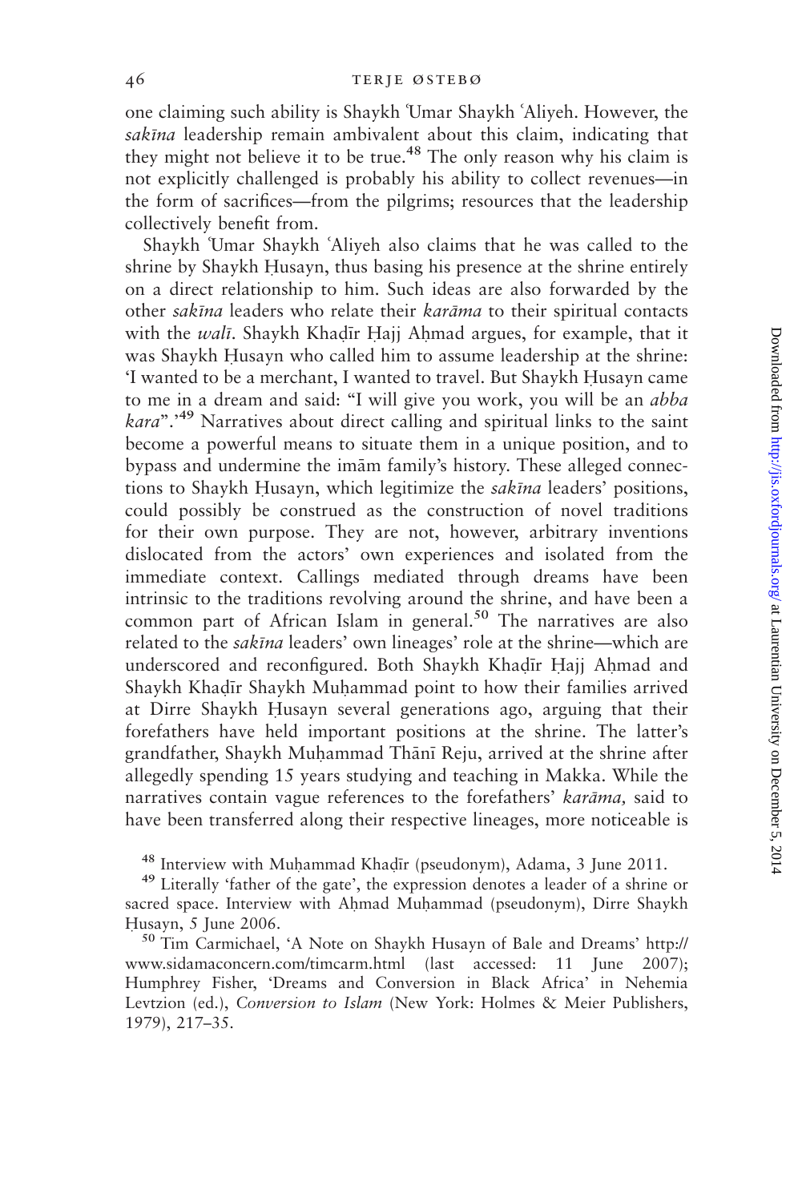one claiming such ability is Shaykh ʿUmar Shaykh ʿAliyeh. However, the *sakīna* leadership remain ambivalent about this claim, indicating that they might not believe it to be true.[48] The only reason why his claim is not explicitly challenged is probably his ability to collect revenues—in the form of sacrifices—from the pilgrims; resources that the leadership collectively benefit from.

Shaykh ʿUmar Shaykh ʿAliyeh also claims that he was called to the shrine by Shaykh Ḥusayn, thus basing his presence at the shrine entirely on a direct relationship to him. Such ideas are also forwarded by the other *sakīna* leaders who relate their *karāma* to their spiritual contacts with the *walī*. Shaykh Khaḍīr Ḥajj Aḥmad argues, for example, that it was Shaykh Ḥusayn who called him to assume leadership at the shrine: 'I wanted to be a merchant, I wanted to travel. But Shaykh Ḥusayn came to me in a dream and said: "I will give you work, you will be an *abba kara*".'[49] Narratives about direct calling and spiritual links to the saint become a powerful means to situate them in a unique position, and to bypass and undermine the imām family's history. These alleged connections to Shaykh Ḥusayn, which legitimize the *sakīna* leaders' positions, could possibly be construed as the construction of novel traditions for their own purpose. They are not, however, arbitrary inventions dislocated from the actors' own experiences and isolated from the immediate context. Callings mediated through dreams have been intrinsic to the traditions revolving around the shrine, and have been a common part of African Islam in general.[50] The narratives are also related to the *sakīna* leaders' own lineages' role at the shrine—which are underscored and reconfigured. Both Shaykh Khaḍīr Ḥajj Aḥmad and Shaykh Khaḍīr Shaykh Muḥammad point to how their families arrived at Dirre Shaykh Ḥusayn several generations ago, arguing that their forefathers have held important positions at the shrine. The latter's grandfather, Shaykh Muḥammad Thānī Reju, arrived at the shrine after allegedly spending 15 years studying and teaching in Makka. While the narratives contain vague references to the forefathers' *karāma,* said to have been transferred along their respective lineages, more noticeable is

[48] Interview with Muḥammad Khaḍīr (pseudonym), Adama, 3 June 2011.

[49] Literally 'father of the gate', the expression denotes a leader of a shrine or sacred space. Interview with Aḥmad Muḥammad (pseudonym), Dirre Shaykh Ḥusayn, 5 June 2006.

[50] Tim Carmichael, 'A Note on Shaykh Husayn of Bale and Dreams' http://www.sidamaconcern.com/timcarm.html (last accessed: 11 June 2007); Humphrey Fisher, 'Dreams and Conversion in Black Africa' in Nehemia Levtzion (ed.), *Conversion to Islam* (New York: Holmes & Meier Publishers, 1979), 217–35.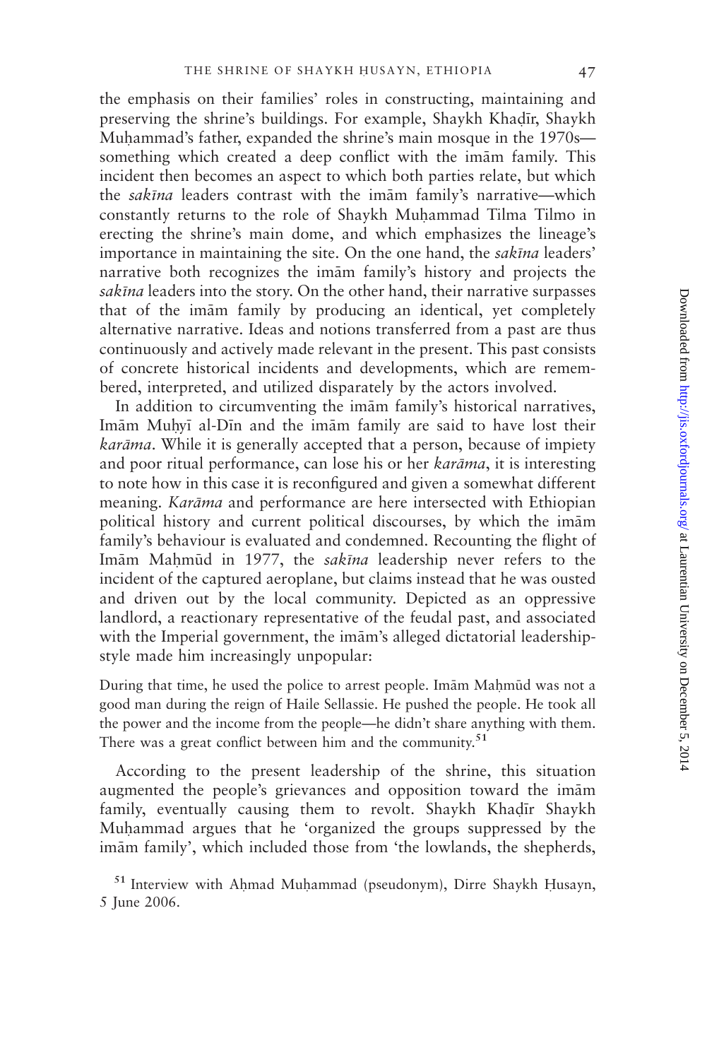the emphasis on their families' roles in constructing, maintaining and preserving the shrine's buildings. For example, Shaykh Khaḍīr, Shaykh Muḥammad's father, expanded the shrine's main mosque in the 1970s—something which created a deep conflict with the imām family. This incident then becomes an aspect to which both parties relate, but which the *sakīna* leaders contrast with the imām family's narrative—which constantly returns to the role of Shaykh Muḥammad Tilma Tilmo in erecting the shrine's main dome, and which emphasizes the lineage's importance in maintaining the site. On the one hand, the *sakīna* leaders' narrative both recognizes the imām family's history and projects the *sakīna* leaders into the story. On the other hand, their narrative surpasses that of the imām family by producing an identical, yet completely alternative narrative. Ideas and notions transferred from a past are thus continuously and actively made relevant in the present. This past consists of concrete historical incidents and developments, which are remembered, interpreted, and utilized disparately by the actors involved.

In addition to circumventing the imām family's historical narratives, Imām Muḥyī al-Dīn and the imām family are said to have lost their *karāma*. While it is generally accepted that a person, because of impiety and poor ritual performance, can lose his or her *karāma*, it is interesting to note how in this case it is reconfigured and given a somewhat different meaning. *Karāma* and performance are here intersected with Ethiopian political history and current political discourses, by which the imām family's behaviour is evaluated and condemned. Recounting the flight of Imām Maḥmūd in 1977, the *sakīna* leadership never refers to the incident of the captured aeroplane, but claims instead that he was ousted and driven out by the local community. Depicted as an oppressive landlord, a reactionary representative of the feudal past, and associated with the Imperial government, the imām's alleged dictatorial leadership-style made him increasingly unpopular:

> During that time, he used the police to arrest people. Imām Maḥmūd was not a good man during the reign of Haile Sellassie. He pushed the people. He took all the power and the income from the people—he didn't share anything with them. There was a great conflict between him and the community.[51]

According to the present leadership of the shrine, this situation augmented the people's grievances and opposition toward the imām family, eventually causing them to revolt. Shaykh Khaḍīr Shaykh Muḥammad argues that he 'organized the groups suppressed by the imām family', which included those from 'the lowlands, the shepherds,

[51] Interview with Aḥmad Muḥammad (pseudonym), Dirre Shaykh Ḥusayn, 5 June 2006.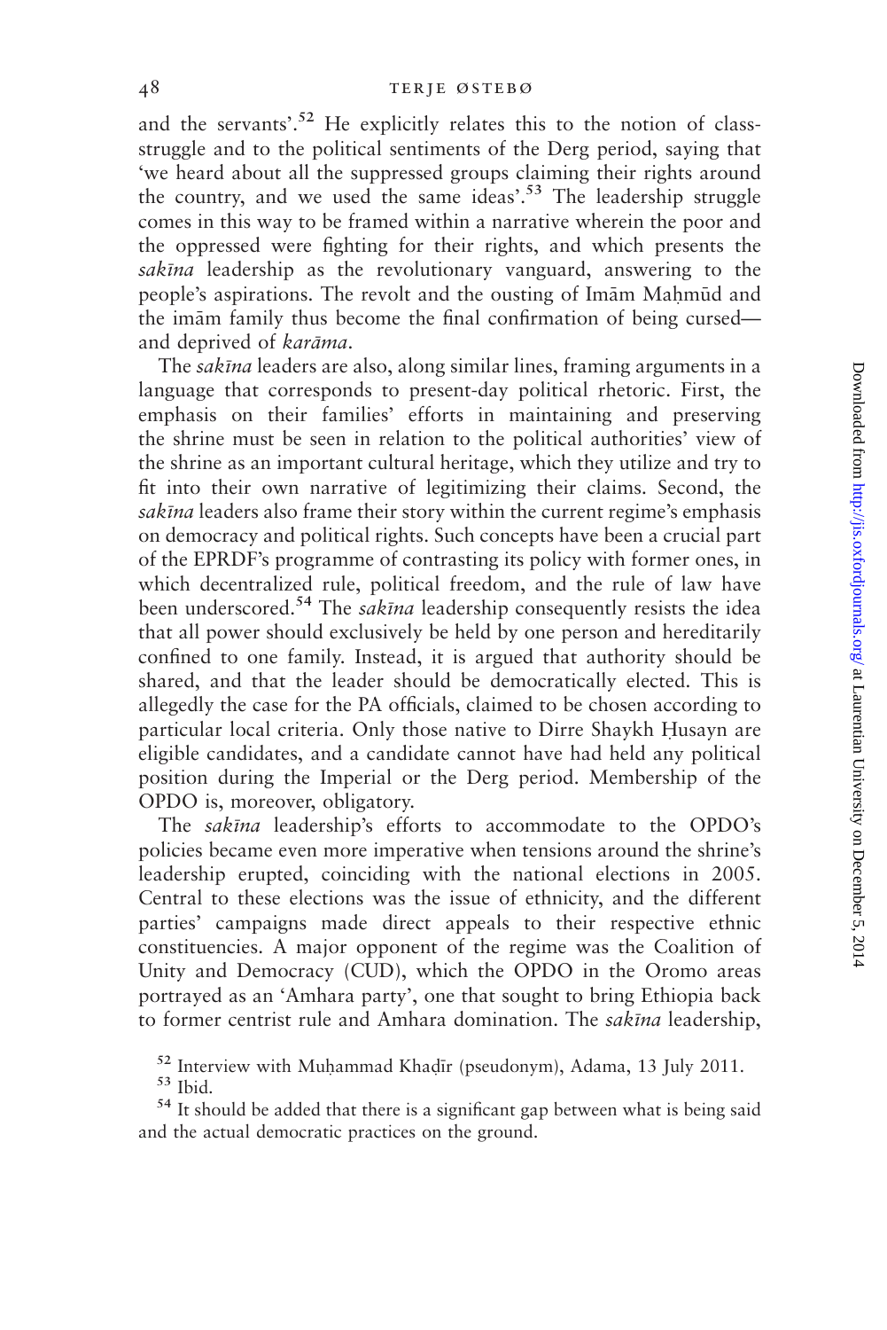and the servants'.[52] He explicitly relates this to the notion of class-struggle and to the political sentiments of the Derg period, saying that 'we heard about all the suppressed groups claiming their rights around the country, and we used the same ideas'.[53] The leadership struggle comes in this way to be framed within a narrative wherein the poor and the oppressed were fighting for their rights, and which presents the *sakīna* leadership as the revolutionary vanguard, answering to the people's aspirations. The revolt and the ousting of Imām Maḥmūd and the imām family thus become the final confirmation of being cursed—and deprived of *karāma*.

The *sakīna* leaders are also, along similar lines, framing arguments in a language that corresponds to present-day political rhetoric. First, the emphasis on their families' efforts in maintaining and preserving the shrine must be seen in relation to the political authorities' view of the shrine as an important cultural heritage, which they utilize and try to fit into their own narrative of legitimizing their claims. Second, the *sakīna* leaders also frame their story within the current regime's emphasis on democracy and political rights. Such concepts have been a crucial part of the EPRDF's programme of contrasting its policy with former ones, in which decentralized rule, political freedom, and the rule of law have been underscored.[54] The *sakīna* leadership consequently resists the idea that all power should exclusively be held by one person and hereditarily confined to one family. Instead, it is argued that authority should be shared, and that the leader should be democratically elected. This is allegedly the case for the PA officials, claimed to be chosen according to particular local criteria. Only those native to Dirre Shaykh Ḥusayn are eligible candidates, and a candidate cannot have had held any political position during the Imperial or the Derg period. Membership of the OPDO is, moreover, obligatory.

The *sakīna* leadership's efforts to accommodate to the OPDO's policies became even more imperative when tensions around the shrine's leadership erupted, coinciding with the national elections in 2005. Central to these elections was the issue of ethnicity, and the different parties' campaigns made direct appeals to their respective ethnic constituencies. A major opponent of the regime was the Coalition of Unity and Democracy (CUD), which the OPDO in the Oromo areas portrayed as an 'Amhara party', one that sought to bring Ethiopia back to former centrist rule and Amhara domination. The *sakīna* leadership,

[52] Interview with Muḥammad Khaḍīr (pseudonym), Adama, 13 July 2011.

[53] Ibid.

[54] It should be added that there is a significant gap between what is being said and the actual democratic practices on the ground.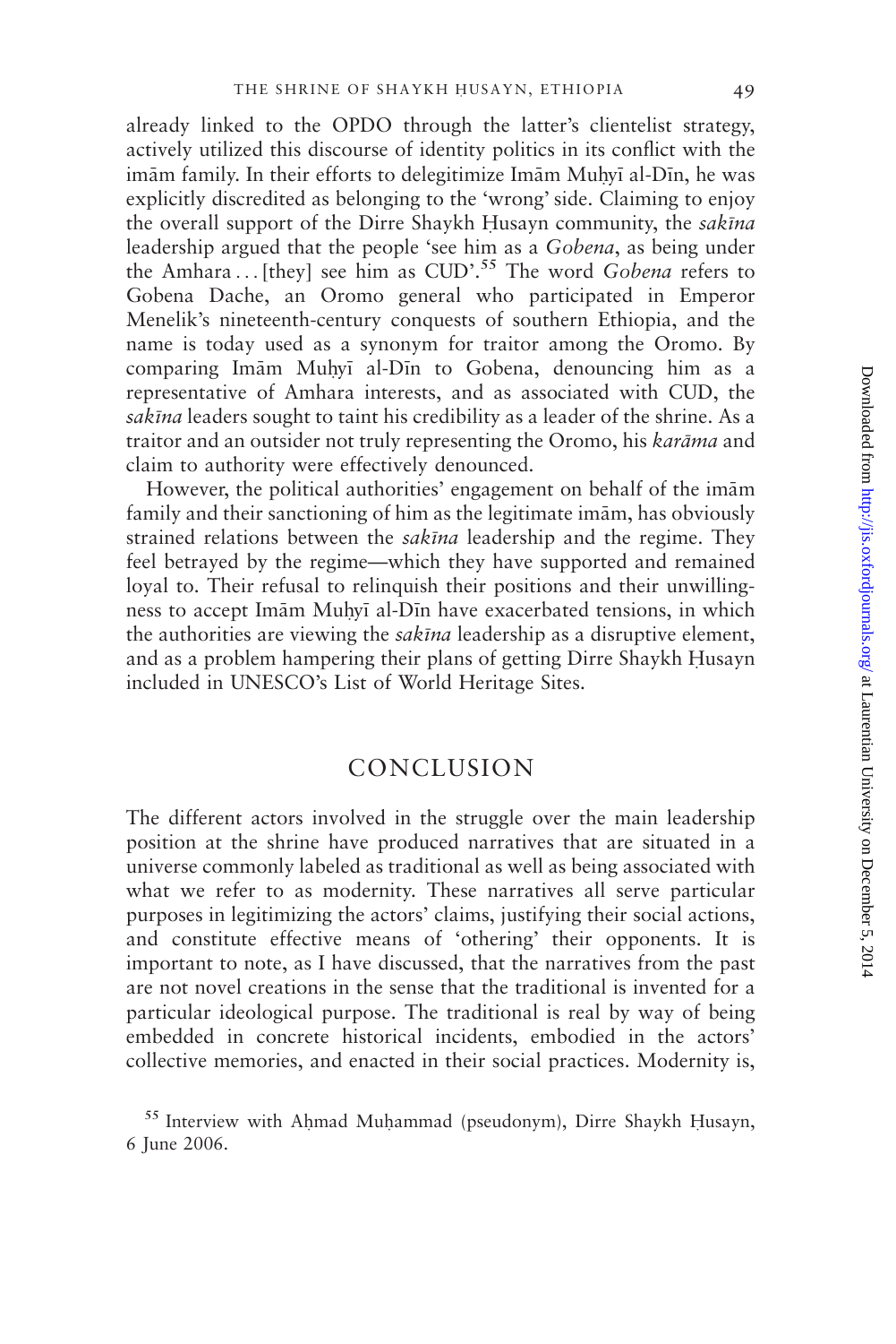already linked to the OPDO through the latter's clientelist strategy, actively utilized this discourse of identity politics in its conflict with the imām family. In their efforts to delegitimize Imām Muḥyī al-Dīn, he was explicitly discredited as belonging to the 'wrong' side. Claiming to enjoy the overall support of the Dirre Shaykh Ḥusayn community, the *sakīna* leadership argued that the people 'see him as a *Gobena*, as being under the Amhara ... [they] see him as CUD'.[55] The word *Gobena* refers to Gobena Dache, an Oromo general who participated in Emperor Menelik's nineteenth-century conquests of southern Ethiopia, and the name is today used as a synonym for traitor among the Oromo. By comparing Imām Muḥyī al-Dīn to Gobena, denouncing him as a representative of Amhara interests, and as associated with CUD, the *sakīna* leaders sought to taint his credibility as a leader of the shrine. As a traitor and an outsider not truly representing the Oromo, his *karāma* and claim to authority were effectively denounced.

However, the political authorities' engagement on behalf of the imām family and their sanctioning of him as the legitimate imām, has obviously strained relations between the *sakīna* leadership and the regime. They feel betrayed by the regime—which they have supported and remained loyal to. Their refusal to relinquish their positions and their unwillingness to accept Imām Muḥyī al-Dīn have exacerbated tensions, in which the authorities are viewing the *sakīna* leadership as a disruptive element, and as a problem hampering their plans of getting Dirre Shaykh Ḥusayn included in UNESCO's List of World Heritage Sites.

## CONCLUSION

The different actors involved in the struggle over the main leadership position at the shrine have produced narratives that are situated in a universe commonly labeled as traditional as well as being associated with what we refer to as modernity. These narratives all serve particular purposes in legitimizing the actors' claims, justifying their social actions, and constitute effective means of 'othering' their opponents. It is important to note, as I have discussed, that the narratives from the past are not novel creations in the sense that the traditional is invented for a particular ideological purpose. The traditional is real by way of being embedded in concrete historical incidents, embodied in the actors' collective memories, and enacted in their social practices. Modernity is,

[55] Interview with Aḥmad Muḥammad (pseudonym), Dirre Shaykh Ḥusayn, 6 June 2006.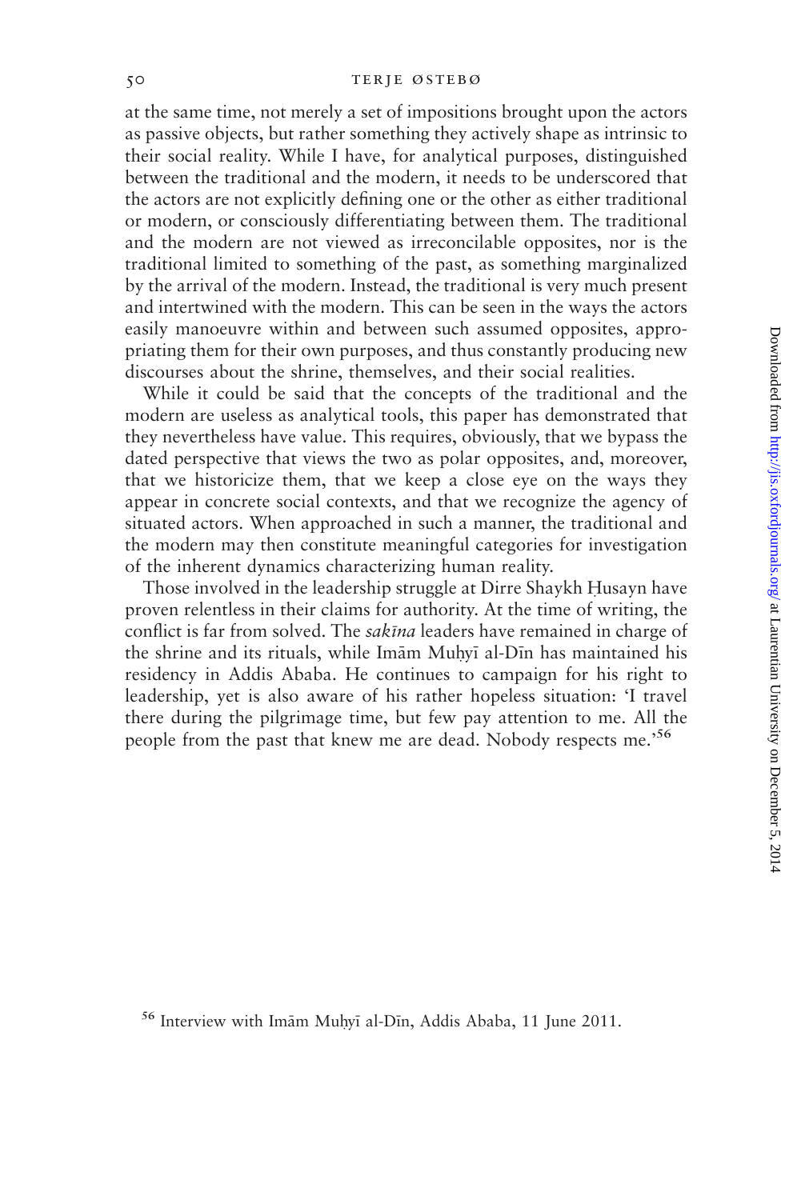at the same time, not merely a set of impositions brought upon the actors as passive objects, but rather something they actively shape as intrinsic to their social reality. While I have, for analytical purposes, distinguished between the traditional and the modern, it needs to be underscored that the actors are not explicitly defining one or the other as either traditional or modern, or consciously differentiating between them. The traditional and the modern are not viewed as irreconcilable opposites, nor is the traditional limited to something of the past, as something marginalized by the arrival of the modern. Instead, the traditional is very much present and intertwined with the modern. This can be seen in the ways the actors easily manoeuvre within and between such assumed opposites, appropriating them for their own purposes, and thus constantly producing new discourses about the shrine, themselves, and their social realities.

While it could be said that the concepts of the traditional and the modern are useless as analytical tools, this paper has demonstrated that they nevertheless have value. This requires, obviously, that we bypass the dated perspective that views the two as polar opposites, and, moreover, that we historicize them, that we keep a close eye on the ways they appear in concrete social contexts, and that we recognize the agency of situated actors. When approached in such a manner, the traditional and the modern may then constitute meaningful categories for investigation of the inherent dynamics characterizing human reality.

Those involved in the leadership struggle at Dirre Shaykh Ḥusayn have proven relentless in their claims for authority. At the time of writing, the conflict is far from solved. The *sakīna* leaders have remained in charge of the shrine and its rituals, while Imām Muḥyī al-Dīn has maintained his residency in Addis Ababa. He continues to campaign for his right to leadership, yet is also aware of his rather hopeless situation: 'I travel there during the pilgrimage time, but few pay attention to me. All the people from the past that knew me are dead. Nobody respects me.'[56]

[56] Interview with Imām Muḥyī al-Dīn, Addis Ababa, 11 June 2011.